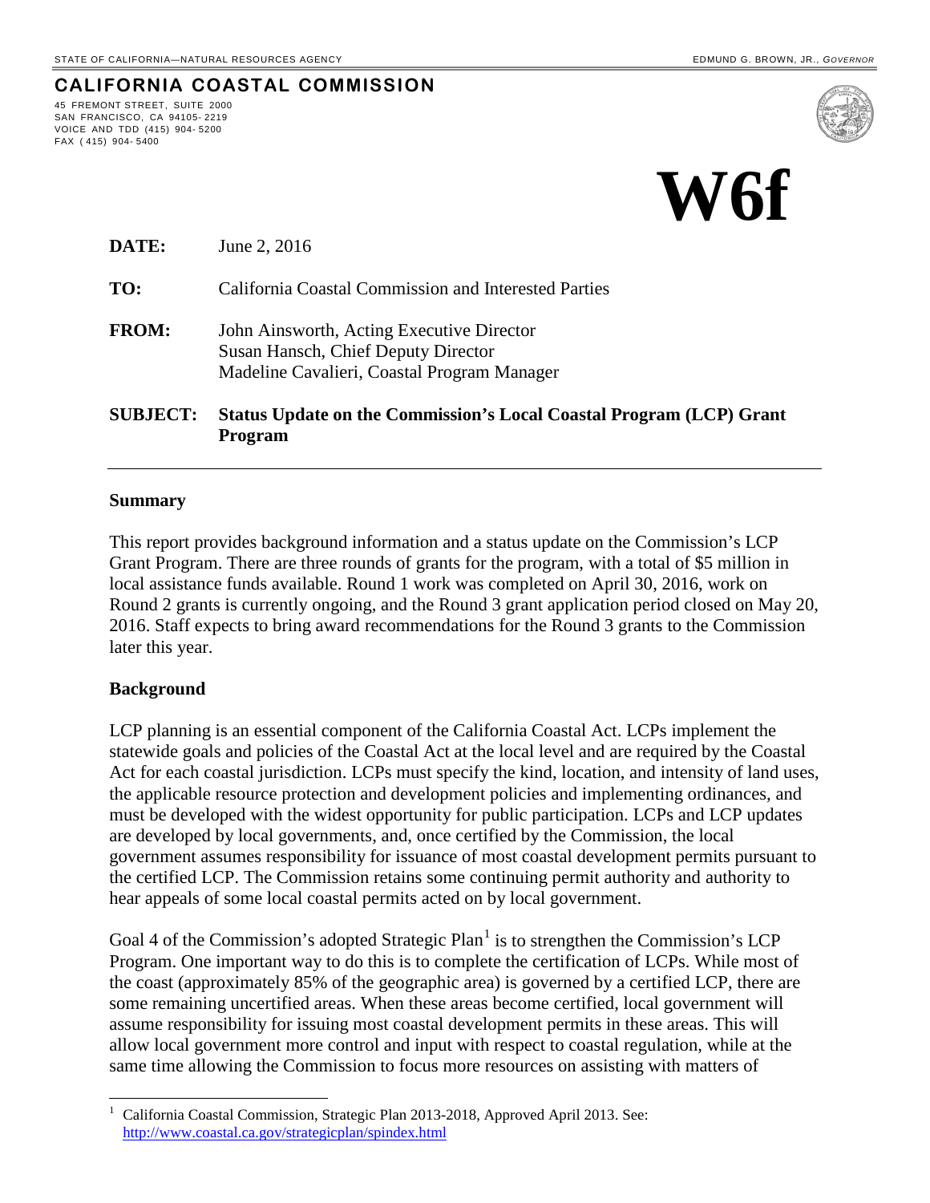STATE OF CALIFORNIA—NATURAL RESOURCES AGENCY

EDMUND G. BROWN, JR., *GOVERNOR*

**CALIFORNIA COASTAL COMMISSION**

45 FREMONT STREET, SUITE 2000
SAN FRANCISCO, CA 94105- 2219
VOICE AND TDD (415) 904- 5200
FAX ( 415) 904- 5400

# W6f

**DATE:** June 2, 2016

**TO:** California Coastal Commission and Interested Parties

**FROM:** John Ainsworth, Acting Executive Director
Susan Hansch, Chief Deputy Director
Madeline Cavalieri, Coastal Program Manager

**SUBJECT: Status Update on the Commission's Local Coastal Program (LCP) Grant Program**

---

## Summary

This report provides background information and a status update on the Commission's LCP Grant Program. There are three rounds of grants for the program, with a total of $5 million in local assistance funds available. Round 1 work was completed on April 30, 2016, work on Round 2 grants is currently ongoing, and the Round 3 grant application period closed on May 20, 2016. Staff expects to bring award recommendations for the Round 3 grants to the Commission later this year.

## Background

LCP planning is an essential component of the California Coastal Act. LCPs implement the statewide goals and policies of the Coastal Act at the local level and are required by the Coastal Act for each coastal jurisdiction. LCPs must specify the kind, location, and intensity of land uses, the applicable resource protection and development policies and implementing ordinances, and must be developed with the widest opportunity for public participation. LCPs and LCP updates are developed by local governments, and, once certified by the Commission, the local government assumes responsibility for issuance of most coastal development permits pursuant to the certified LCP. The Commission retains some continuing permit authority and authority to hear appeals of some local coastal permits acted on by local government.

Goal 4 of the Commission's adopted Strategic Plan[1] is to strengthen the Commission's LCP Program. One important way to do this is to complete the certification of LCPs. While most of the coast (approximately 85% of the geographic area) is governed by a certified LCP, there are some remaining uncertified areas. When these areas become certified, local government will assume responsibility for issuing most coastal development permits in these areas. This will allow local government more control and input with respect to coastal regulation, while at the same time allowing the Commission to focus more resources on assisting with matters of

---

[1] California Coastal Commission, Strategic Plan 2013-2018, Approved April 2013. See: http://www.coastal.ca.gov/strategicplan/spindex.html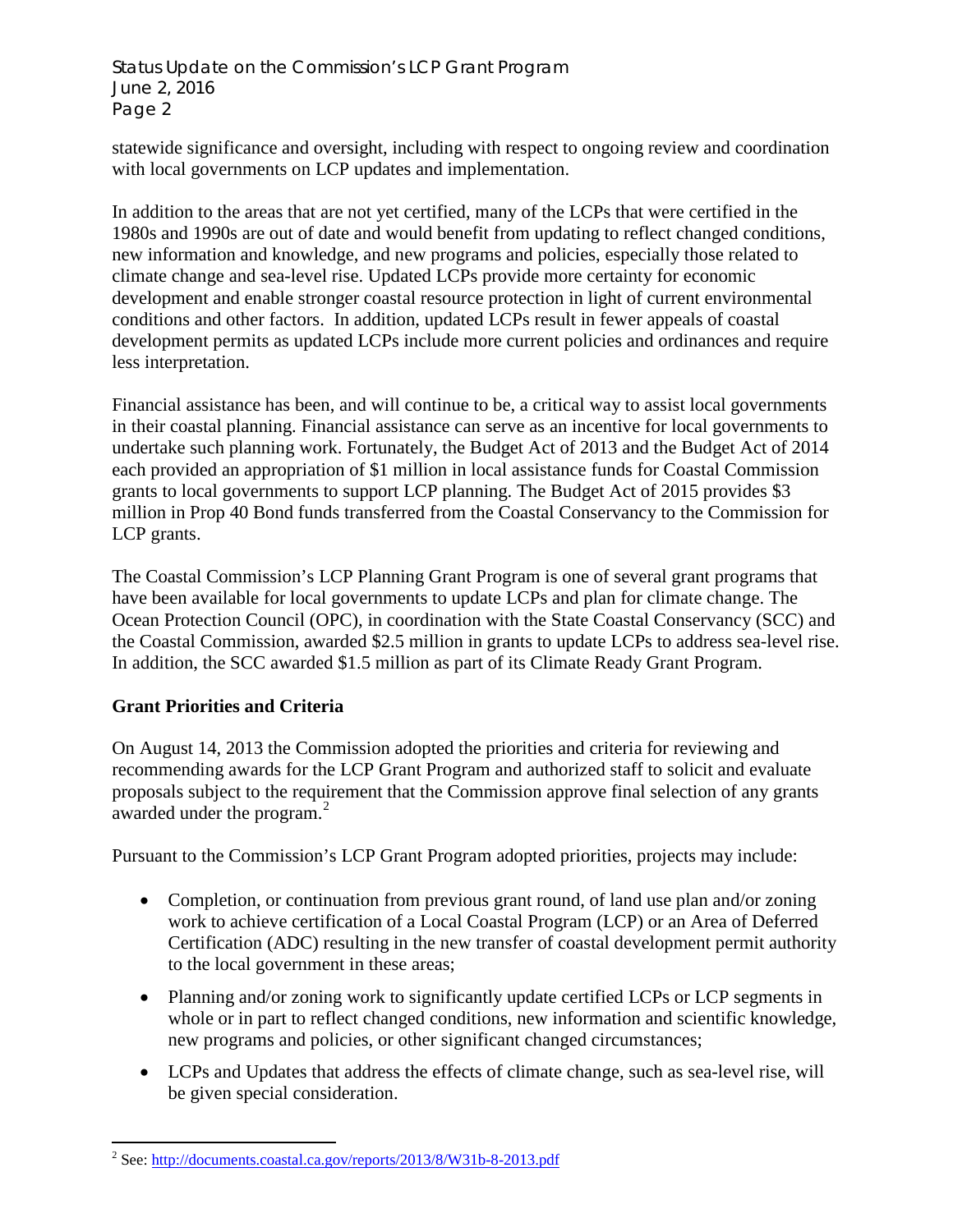statewide significance and oversight, including with respect to ongoing review and coordination with local governments on LCP updates and implementation.

In addition to the areas that are not yet certified, many of the LCPs that were certified in the 1980s and 1990s are out of date and would benefit from updating to reflect changed conditions, new information and knowledge, and new programs and policies, especially those related to climate change and sea-level rise. Updated LCPs provide more certainty for economic development and enable stronger coastal resource protection in light of current environmental conditions and other factors. In addition, updated LCPs result in fewer appeals of coastal development permits as updated LCPs include more current policies and ordinances and require less interpretation.

Financial assistance has been, and will continue to be, a critical way to assist local governments in their coastal planning. Financial assistance can serve as an incentive for local governments to undertake such planning work. Fortunately, the Budget Act of 2013 and the Budget Act of 2014 each provided an appropriation of $1 million in local assistance funds for Coastal Commission grants to local governments to support LCP planning. The Budget Act of 2015 provides $3 million in Prop 40 Bond funds transferred from the Coastal Conservancy to the Commission for LCP grants.

The Coastal Commission's LCP Planning Grant Program is one of several grant programs that have been available for local governments to update LCPs and plan for climate change. The Ocean Protection Council (OPC), in coordination with the State Coastal Conservancy (SCC) and the Coastal Commission, awarded $2.5 million in grants to update LCPs to address sea-level rise. In addition, the SCC awarded $1.5 million as part of its Climate Ready Grant Program.

## Grant Priorities and Criteria

On August 14, 2013 the Commission adopted the priorities and criteria for reviewing and recommending awards for the LCP Grant Program and authorized staff to solicit and evaluate proposals subject to the requirement that the Commission approve final selection of any grants awarded under the program.[2]

Pursuant to the Commission's LCP Grant Program adopted priorities, projects may include:

- Completion, or continuation from previous grant round, of land use plan and/or zoning work to achieve certification of a Local Coastal Program (LCP) or an Area of Deferred Certification (ADC) resulting in the new transfer of coastal development permit authority to the local government in these areas;
- Planning and/or zoning work to significantly update certified LCPs or LCP segments in whole or in part to reflect changed conditions, new information and scientific knowledge, new programs and policies, or other significant changed circumstances;
- LCPs and Updates that address the effects of climate change, such as sea-level rise, will be given special consideration.

[2] See: http://documents.coastal.ca.gov/reports/2013/8/W31b-8-2013.pdf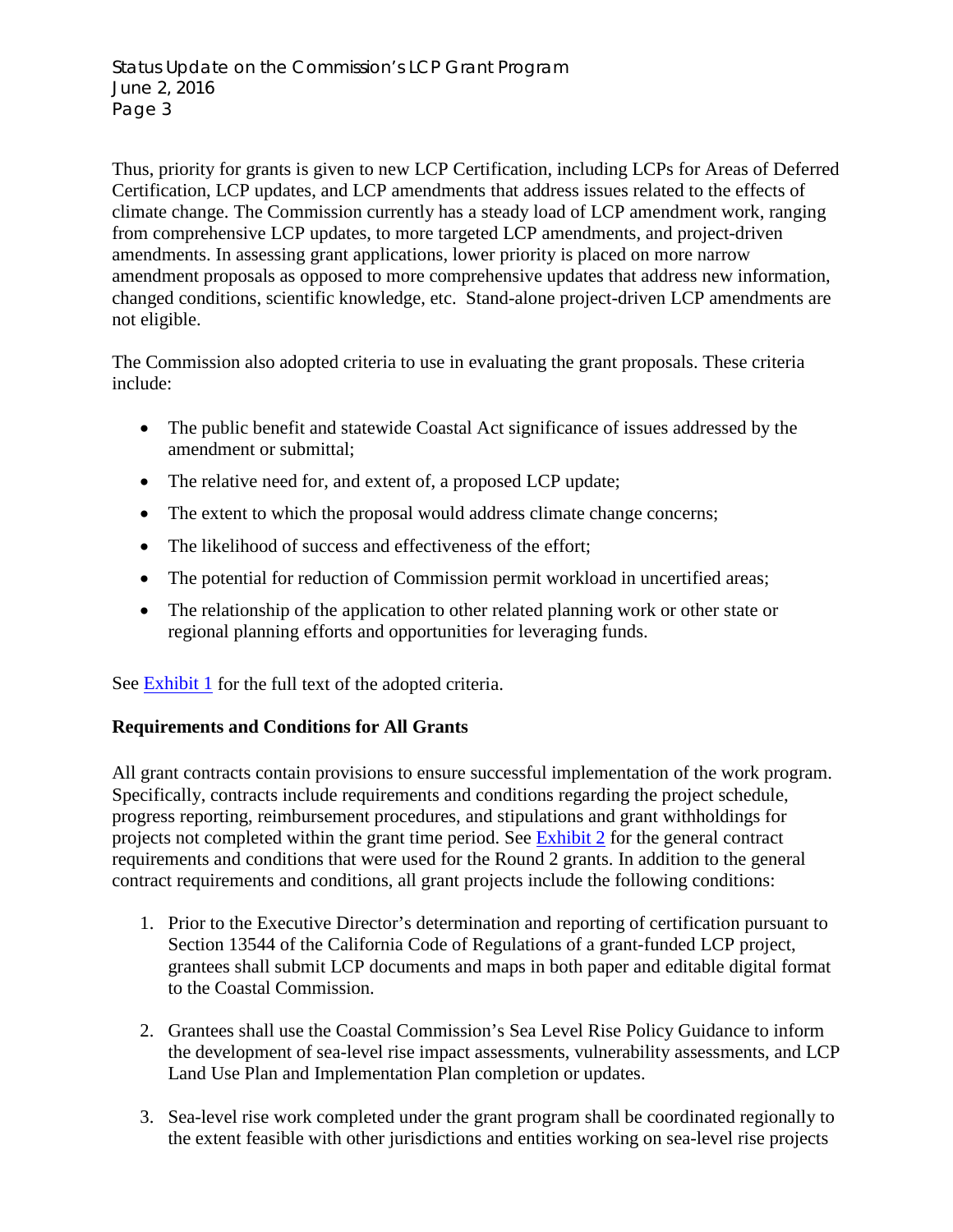Thus, priority for grants is given to new LCP Certification, including LCPs for Areas of Deferred Certification, LCP updates, and LCP amendments that address issues related to the effects of climate change. The Commission currently has a steady load of LCP amendment work, ranging from comprehensive LCP updates, to more targeted LCP amendments, and project-driven amendments. In assessing grant applications, lower priority is placed on more narrow amendment proposals as opposed to more comprehensive updates that address new information, changed conditions, scientific knowledge, etc.  Stand-alone project-driven LCP amendments are not eligible.

The Commission also adopted criteria to use in evaluating the grant proposals. These criteria include:

- The public benefit and statewide Coastal Act significance of issues addressed by the amendment or submittal;
- The relative need for, and extent of, a proposed LCP update;
- The extent to which the proposal would address climate change concerns;
- The likelihood of success and effectiveness of the effort;
- The potential for reduction of Commission permit workload in uncertified areas;
- The relationship of the application to other related planning work or other state or regional planning efforts and opportunities for leveraging funds.

See Exhibit 1 for the full text of the adopted criteria.

**Requirements and Conditions for All Grants**

All grant contracts contain provisions to ensure successful implementation of the work program. Specifically, contracts include requirements and conditions regarding the project schedule, progress reporting, reimbursement procedures, and stipulations and grant withholdings for projects not completed within the grant time period. See Exhibit 2 for the general contract requirements and conditions that were used for the Round 2 grants. In addition to the general contract requirements and conditions, all grant projects include the following conditions:

1. Prior to the Executive Director's determination and reporting of certification pursuant to Section 13544 of the California Code of Regulations of a grant-funded LCP project, grantees shall submit LCP documents and maps in both paper and editable digital format to the Coastal Commission.

2. Grantees shall use the Coastal Commission's Sea Level Rise Policy Guidance to inform the development of sea-level rise impact assessments, vulnerability assessments, and LCP Land Use Plan and Implementation Plan completion or updates.

3. Sea-level rise work completed under the grant program shall be coordinated regionally to the extent feasible with other jurisdictions and entities working on sea-level rise projects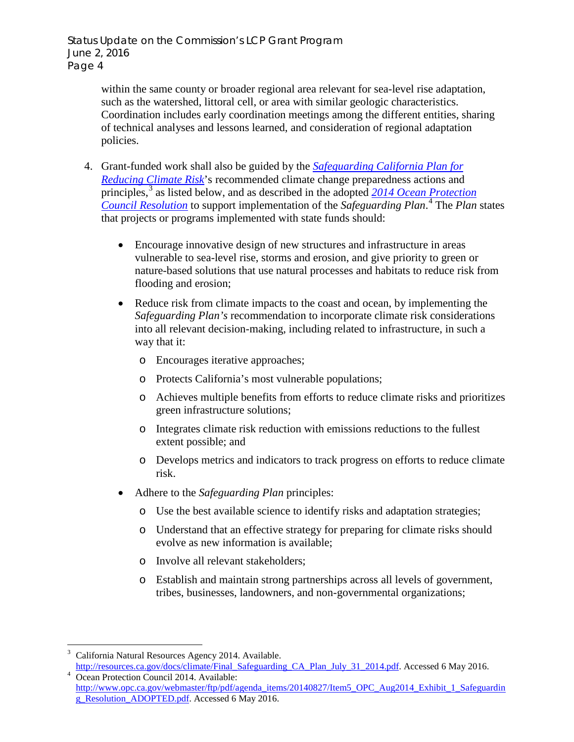within the same county or broader regional area relevant for sea-level rise adaptation, such as the watershed, littoral cell, or area with similar geologic characteristics. Coordination includes early coordination meetings among the different entities, sharing of technical analyses and lessons learned, and consideration of regional adaptation policies.

4. Grant-funded work shall also be guided by the [*Safeguarding California Plan for Reducing Climate Risk*](http://resources.ca.gov/docs/climate/Final_Safeguarding_CA_Plan_July_31_2014.pdf)'s recommended climate change preparedness actions and principles,[3] as listed below, and as described in the adopted [*2014 Ocean Protection Council Resolution*](http://www.opc.ca.gov/webmaster/ftp/pdf/agenda_items/20140827/Item5_OPC_Aug2014_Exhibit_1_Safeguarding_Resolution_ADOPTED.pdf) to support implementation of the *Safeguarding Plan*.[4] The *Plan* states that projects or programs implemented with state funds should:

   - Encourage innovative design of new structures and infrastructure in areas vulnerable to sea-level rise, storms and erosion, and give priority to green or nature-based solutions that use natural processes and habitats to reduce risk from flooding and erosion;
   - Reduce risk from climate impacts to the coast and ocean, by implementing the *Safeguarding Plan's* recommendation to incorporate climate risk considerations into all relevant decision-making, including related to infrastructure, in such a way that it:
     - Encourages iterative approaches;
     - Protects California's most vulnerable populations;
     - Achieves multiple benefits from efforts to reduce climate risks and prioritizes green infrastructure solutions;
     - Integrates climate risk reduction with emissions reductions to the fullest extent possible; and
     - Develops metrics and indicators to track progress on efforts to reduce climate risk.
   - Adhere to the *Safeguarding Plan* principles:
     - Use the best available science to identify risks and adaptation strategies;
     - Understand that an effective strategy for preparing for climate risks should evolve as new information is available;
     - Involve all relevant stakeholders;
     - Establish and maintain strong partnerships across all levels of government, tribes, businesses, landowners, and non-governmental organizations;

---

[3] California Natural Resources Agency 2014. Available. http://resources.ca.gov/docs/climate/Final_Safeguarding_CA_Plan_July_31_2014.pdf. Accessed 6 May 2016.

[4] Ocean Protection Council 2014. Available: http://www.opc.ca.gov/webmaster/ftp/pdf/agenda_items/20140827/Item5_OPC_Aug2014_Exhibit_1_Safeguarding_Resolution_ADOPTED.pdf. Accessed 6 May 2016.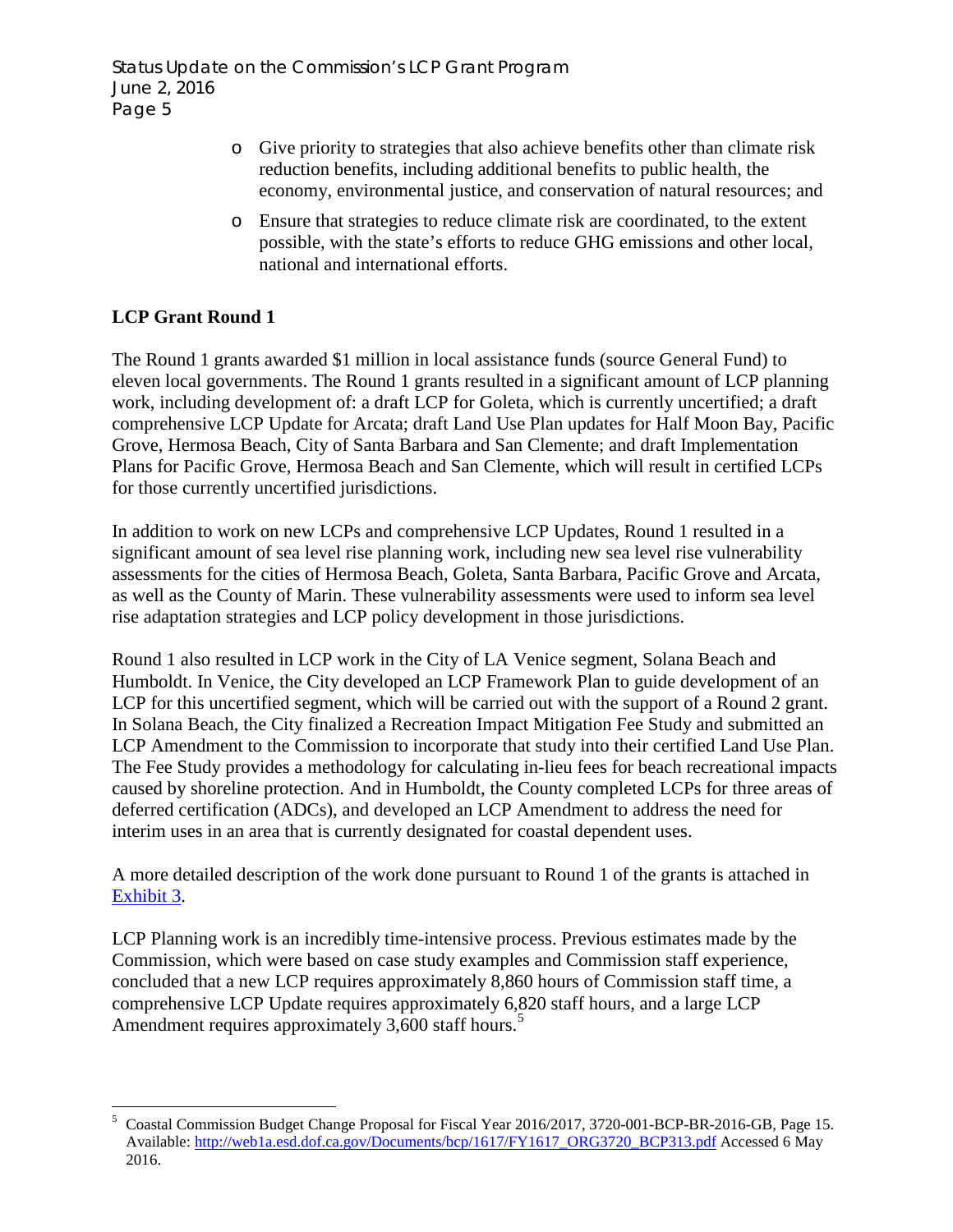- Give priority to strategies that also achieve benefits other than climate risk reduction benefits, including additional benefits to public health, the economy, environmental justice, and conservation of natural resources; and
- Ensure that strategies to reduce climate risk are coordinated, to the extent possible, with the state's efforts to reduce GHG emissions and other local, national and international efforts.

**LCP Grant Round 1**

The Round 1 grants awarded $1 million in local assistance funds (source General Fund) to eleven local governments. The Round 1 grants resulted in a significant amount of LCP planning work, including development of: a draft LCP for Goleta, which is currently uncertified; a draft comprehensive LCP Update for Arcata; draft Land Use Plan updates for Half Moon Bay, Pacific Grove, Hermosa Beach, City of Santa Barbara and San Clemente; and draft Implementation Plans for Pacific Grove, Hermosa Beach and San Clemente, which will result in certified LCPs for those currently uncertified jurisdictions.

In addition to work on new LCPs and comprehensive LCP Updates, Round 1 resulted in a significant amount of sea level rise planning work, including new sea level rise vulnerability assessments for the cities of Hermosa Beach, Goleta, Santa Barbara, Pacific Grove and Arcata, as well as the County of Marin. These vulnerability assessments were used to inform sea level rise adaptation strategies and LCP policy development in those jurisdictions.

Round 1 also resulted in LCP work in the City of LA Venice segment, Solana Beach and Humboldt. In Venice, the City developed an LCP Framework Plan to guide development of an LCP for this uncertified segment, which will be carried out with the support of a Round 2 grant. In Solana Beach, the City finalized a Recreation Impact Mitigation Fee Study and submitted an LCP Amendment to the Commission to incorporate that study into their certified Land Use Plan. The Fee Study provides a methodology for calculating in-lieu fees for beach recreational impacts caused by shoreline protection. And in Humboldt, the County completed LCPs for three areas of deferred certification (ADCs), and developed an LCP Amendment to address the need for interim uses in an area that is currently designated for coastal dependent uses.

A more detailed description of the work done pursuant to Round 1 of the grants is attached in Exhibit 3.

LCP Planning work is an incredibly time-intensive process. Previous estimates made by the Commission, which were based on case study examples and Commission staff experience, concluded that a new LCP requires approximately 8,860 hours of Commission staff time, a comprehensive LCP Update requires approximately 6,820 staff hours, and a large LCP Amendment requires approximately 3,600 staff hours.[5]

[5] Coastal Commission Budget Change Proposal for Fiscal Year 2016/2017, 3720-001-BCP-BR-2016-GB, Page 15. Available: http://web1a.esd.dof.ca.gov/Documents/bcp/1617/FY1617_ORG3720_BCP313.pdf Accessed 6 May 2016.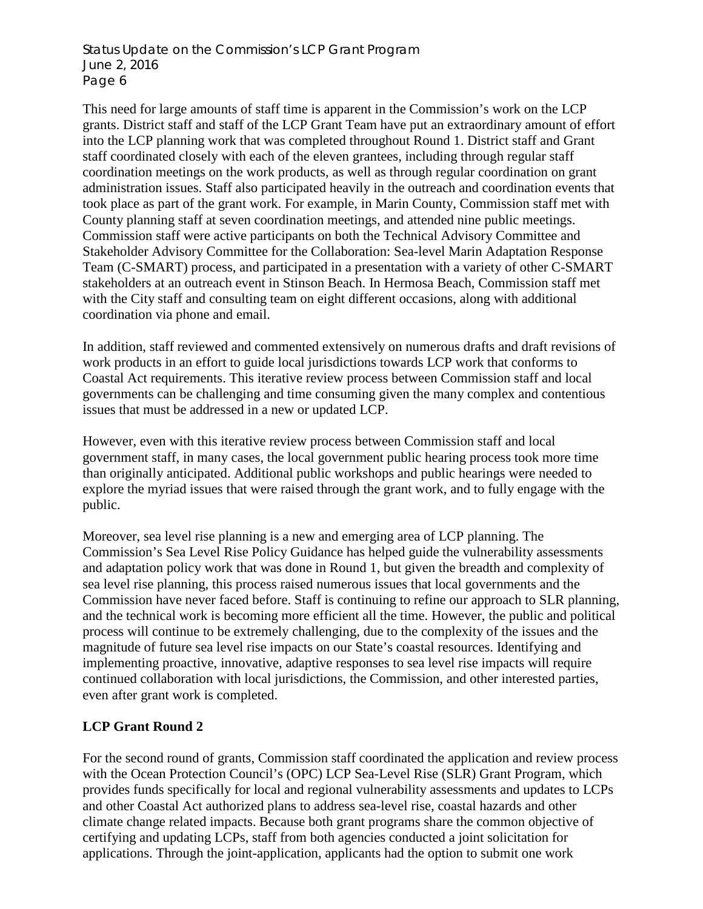This need for large amounts of staff time is apparent in the Commission's work on the LCP grants. District staff and staff of the LCP Grant Team have put an extraordinary amount of effort into the LCP planning work that was completed throughout Round 1. District staff and Grant staff coordinated closely with each of the eleven grantees, including through regular staff coordination meetings on the work products, as well as through regular coordination on grant administration issues. Staff also participated heavily in the outreach and coordination events that took place as part of the grant work. For example, in Marin County, Commission staff met with County planning staff at seven coordination meetings, and attended nine public meetings. Commission staff were active participants on both the Technical Advisory Committee and Stakeholder Advisory Committee for the Collaboration: Sea-level Marin Adaptation Response Team (C-SMART) process, and participated in a presentation with a variety of other C-SMART stakeholders at an outreach event in Stinson Beach. In Hermosa Beach, Commission staff met with the City staff and consulting team on eight different occasions, along with additional coordination via phone and email.

In addition, staff reviewed and commented extensively on numerous drafts and draft revisions of work products in an effort to guide local jurisdictions towards LCP work that conforms to Coastal Act requirements. This iterative review process between Commission staff and local governments can be challenging and time consuming given the many complex and contentious issues that must be addressed in a new or updated LCP.

However, even with this iterative review process between Commission staff and local government staff, in many cases, the local government public hearing process took more time than originally anticipated. Additional public workshops and public hearings were needed to explore the myriad issues that were raised through the grant work, and to fully engage with the public.

Moreover, sea level rise planning is a new and emerging area of LCP planning. The Commission's Sea Level Rise Policy Guidance has helped guide the vulnerability assessments and adaptation policy work that was done in Round 1, but given the breadth and complexity of sea level rise planning, this process raised numerous issues that local governments and the Commission have never faced before. Staff is continuing to refine our approach to SLR planning, and the technical work is becoming more efficient all the time. However, the public and political process will continue to be extremely challenging, due to the complexity of the issues and the magnitude of future sea level rise impacts on our State's coastal resources. Identifying and implementing proactive, innovative, adaptive responses to sea level rise impacts will require continued collaboration with local jurisdictions, the Commission, and other interested parties, even after grant work is completed.

**LCP Grant Round 2**

For the second round of grants, Commission staff coordinated the application and review process with the Ocean Protection Council's (OPC) LCP Sea-Level Rise (SLR) Grant Program, which provides funds specifically for local and regional vulnerability assessments and updates to LCPs and other Coastal Act authorized plans to address sea-level rise, coastal hazards and other climate change related impacts. Because both grant programs share the common objective of certifying and updating LCPs, staff from both agencies conducted a joint solicitation for applications. Through the joint-application, applicants had the option to submit one work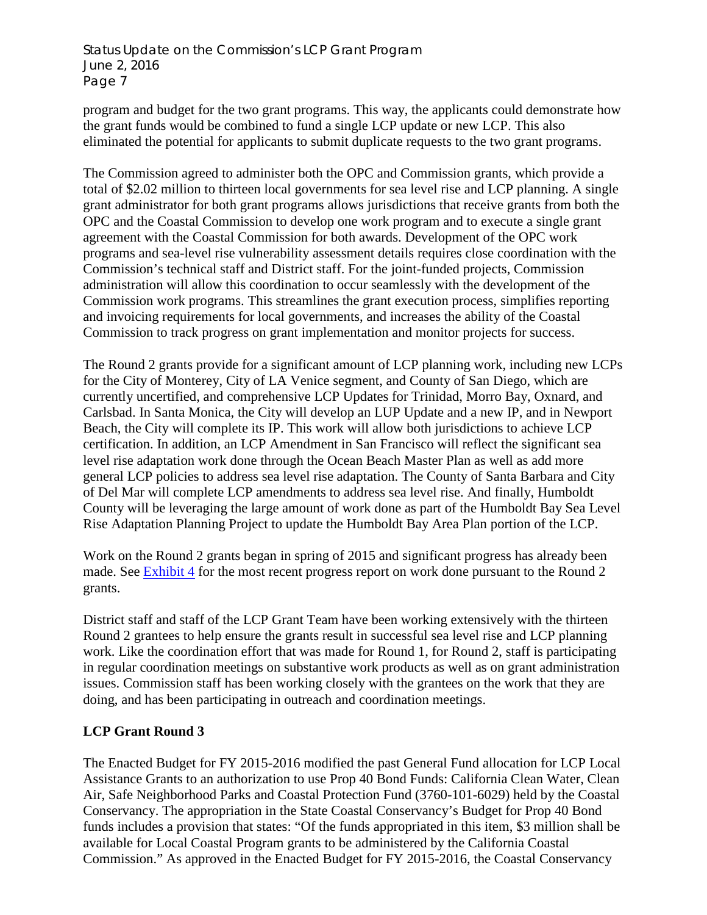program and budget for the two grant programs. This way, the applicants could demonstrate how the grant funds would be combined to fund a single LCP update or new LCP. This also eliminated the potential for applicants to submit duplicate requests to the two grant programs.

The Commission agreed to administer both the OPC and Commission grants, which provide a total of $2.02 million to thirteen local governments for sea level rise and LCP planning. A single grant administrator for both grant programs allows jurisdictions that receive grants from both the OPC and the Coastal Commission to develop one work program and to execute a single grant agreement with the Coastal Commission for both awards. Development of the OPC work programs and sea-level rise vulnerability assessment details requires close coordination with the Commission's technical staff and District staff. For the joint-funded projects, Commission administration will allow this coordination to occur seamlessly with the development of the Commission work programs. This streamlines the grant execution process, simplifies reporting and invoicing requirements for local governments, and increases the ability of the Coastal Commission to track progress on grant implementation and monitor projects for success.

The Round 2 grants provide for a significant amount of LCP planning work, including new LCPs for the City of Monterey, City of LA Venice segment, and County of San Diego, which are currently uncertified, and comprehensive LCP Updates for Trinidad, Morro Bay, Oxnard, and Carlsbad. In Santa Monica, the City will develop an LUP Update and a new IP, and in Newport Beach, the City will complete its IP. This work will allow both jurisdictions to achieve LCP certification. In addition, an LCP Amendment in San Francisco will reflect the significant sea level rise adaptation work done through the Ocean Beach Master Plan as well as add more general LCP policies to address sea level rise adaptation. The County of Santa Barbara and City of Del Mar will complete LCP amendments to address sea level rise. And finally, Humboldt County will be leveraging the large amount of work done as part of the Humboldt Bay Sea Level Rise Adaptation Planning Project to update the Humboldt Bay Area Plan portion of the LCP.

Work on the Round 2 grants began in spring of 2015 and significant progress has already been made. See Exhibit 4 for the most recent progress report on work done pursuant to the Round 2 grants.

District staff and staff of the LCP Grant Team have been working extensively with the thirteen Round 2 grantees to help ensure the grants result in successful sea level rise and LCP planning work. Like the coordination effort that was made for Round 1, for Round 2, staff is participating in regular coordination meetings on substantive work products as well as on grant administration issues. Commission staff has been working closely with the grantees on the work that they are doing, and has been participating in outreach and coordination meetings.

## LCP Grant Round 3

The Enacted Budget for FY 2015-2016 modified the past General Fund allocation for LCP Local Assistance Grants to an authorization to use Prop 40 Bond Funds: California Clean Water, Clean Air, Safe Neighborhood Parks and Coastal Protection Fund (3760-101-6029) held by the Coastal Conservancy. The appropriation in the State Coastal Conservancy's Budget for Prop 40 Bond funds includes a provision that states: "Of the funds appropriated in this item, $3 million shall be available for Local Coastal Program grants to be administered by the California Coastal Commission." As approved in the Enacted Budget for FY 2015-2016, the Coastal Conservancy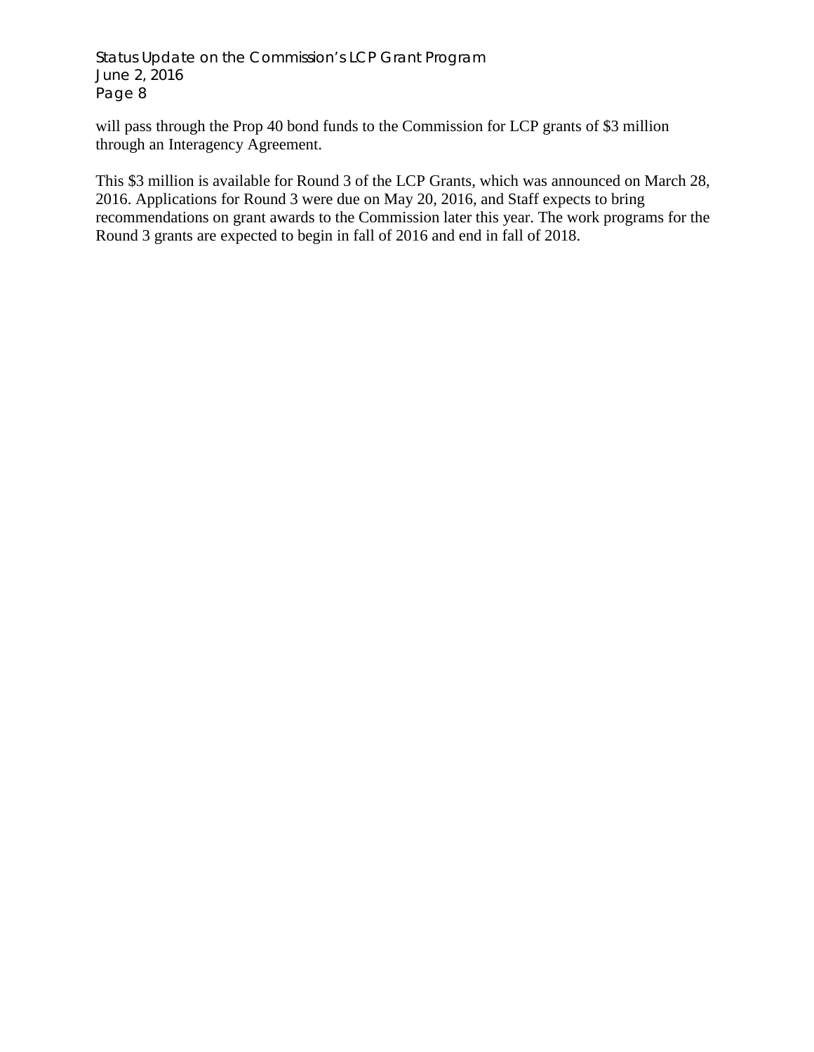will pass through the Prop 40 bond funds to the Commission for LCP grants of $3 million through an Interagency Agreement.

This $3 million is available for Round 3 of the LCP Grants, which was announced on March 28, 2016. Applications for Round 3 were due on May 20, 2016, and Staff expects to bring recommendations on grant awards to the Commission later this year. The work programs for the Round 3 grants are expected to begin in fall of 2016 and end in fall of 2018.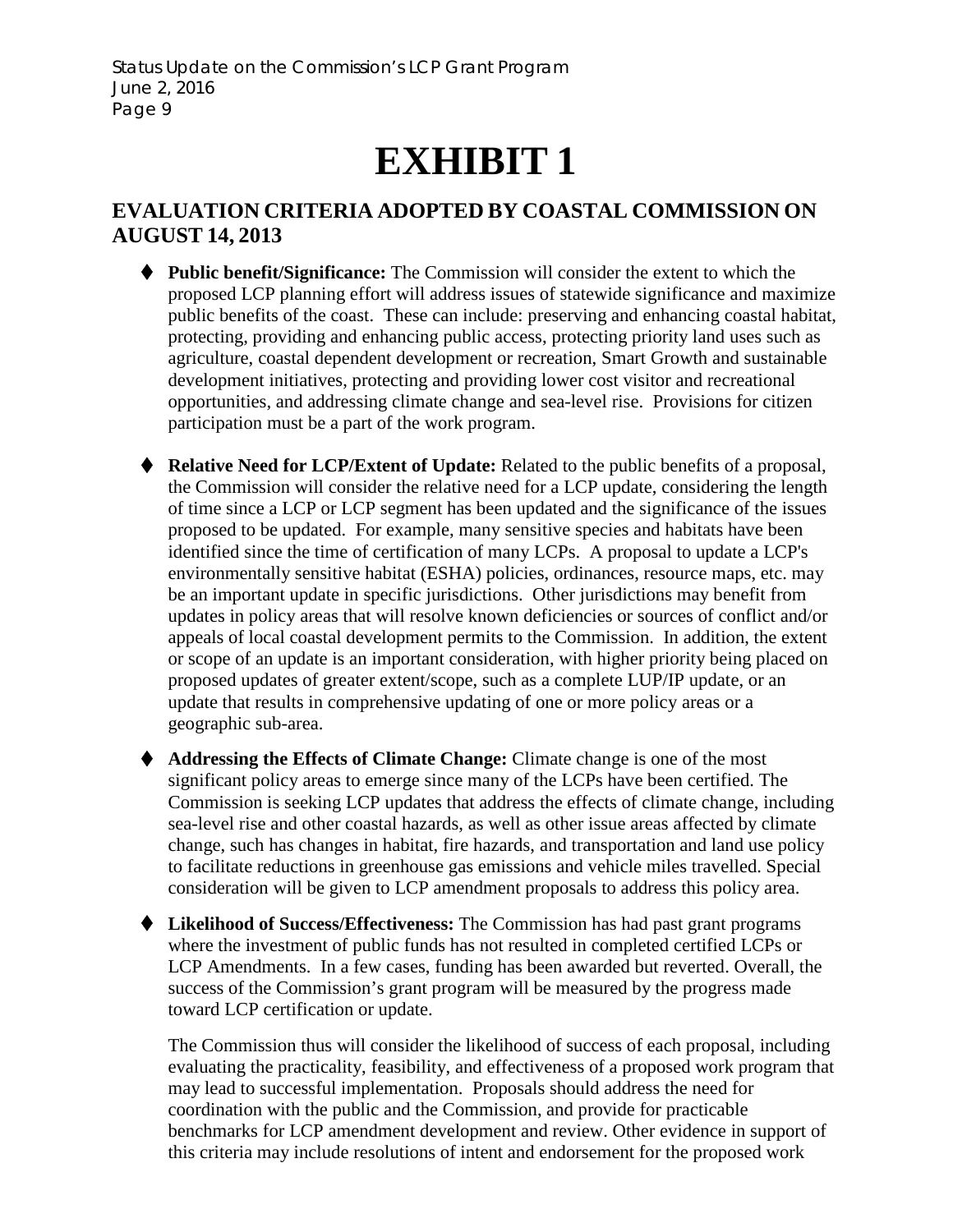# EXHIBIT 1

## EVALUATION CRITERIA ADOPTED BY COASTAL COMMISSION ON AUGUST 14, 2013

- **Public benefit/Significance:** The Commission will consider the extent to which the proposed LCP planning effort will address issues of statewide significance and maximize public benefits of the coast. These can include: preserving and enhancing coastal habitat, protecting, providing and enhancing public access, protecting priority land uses such as agriculture, coastal dependent development or recreation, Smart Growth and sustainable development initiatives, protecting and providing lower cost visitor and recreational opportunities, and addressing climate change and sea-level rise. Provisions for citizen participation must be a part of the work program.

- **Relative Need for LCP/Extent of Update:** Related to the public benefits of a proposal, the Commission will consider the relative need for a LCP update, considering the length of time since a LCP or LCP segment has been updated and the significance of the issues proposed to be updated. For example, many sensitive species and habitats have been identified since the time of certification of many LCPs. A proposal to update a LCP's environmentally sensitive habitat (ESHA) policies, ordinances, resource maps, etc. may be an important update in specific jurisdictions. Other jurisdictions may benefit from updates in policy areas that will resolve known deficiencies or sources of conflict and/or appeals of local coastal development permits to the Commission. In addition, the extent or scope of an update is an important consideration, with higher priority being placed on proposed updates of greater extent/scope, such as a complete LUP/IP update, or an update that results in comprehensive updating of one or more policy areas or a geographic sub-area.

- **Addressing the Effects of Climate Change:** Climate change is one of the most significant policy areas to emerge since many of the LCPs have been certified. The Commission is seeking LCP updates that address the effects of climate change, including sea-level rise and other coastal hazards, as well as other issue areas affected by climate change, such has changes in habitat, fire hazards, and transportation and land use policy to facilitate reductions in greenhouse gas emissions and vehicle miles travelled. Special consideration will be given to LCP amendment proposals to address this policy area.

- **Likelihood of Success/Effectiveness:** The Commission has had past grant programs where the investment of public funds has not resulted in completed certified LCPs or LCP Amendments. In a few cases, funding has been awarded but reverted. Overall, the success of the Commission's grant program will be measured by the progress made toward LCP certification or update.

  The Commission thus will consider the likelihood of success of each proposal, including evaluating the practicality, feasibility, and effectiveness of a proposed work program that may lead to successful implementation. Proposals should address the need for coordination with the public and the Commission, and provide for practicable benchmarks for LCP amendment development and review. Other evidence in support of this criteria may include resolutions of intent and endorsement for the proposed work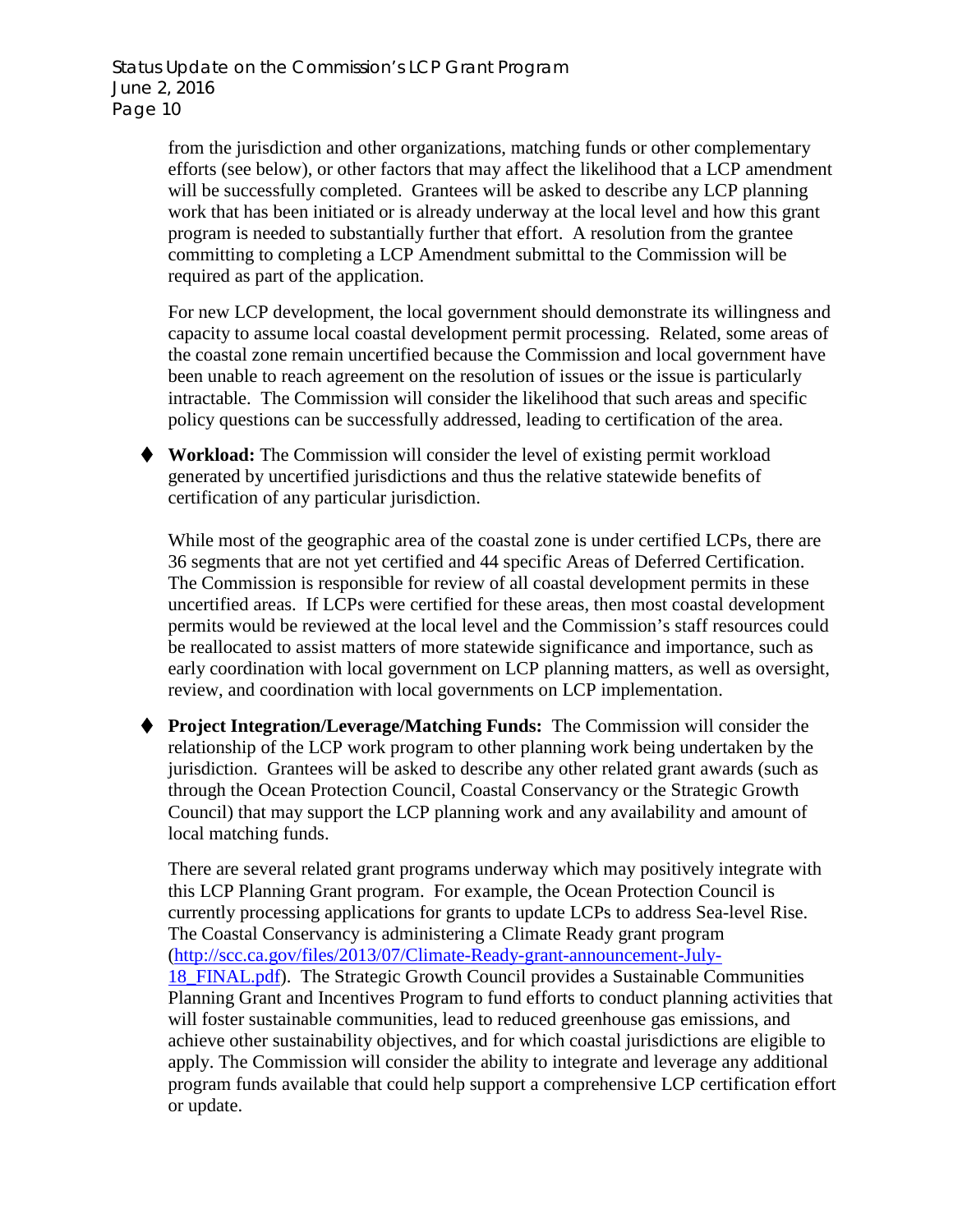from the jurisdiction and other organizations, matching funds or other complementary efforts (see below), or other factors that may affect the likelihood that a LCP amendment will be successfully completed. Grantees will be asked to describe any LCP planning work that has been initiated or is already underway at the local level and how this grant program is needed to substantially further that effort. A resolution from the grantee committing to completing a LCP Amendment submittal to the Commission will be required as part of the application.

For new LCP development, the local government should demonstrate its willingness and capacity to assume local coastal development permit processing. Related, some areas of the coastal zone remain uncertified because the Commission and local government have been unable to reach agreement on the resolution of issues or the issue is particularly intractable. The Commission will consider the likelihood that such areas and specific policy questions can be successfully addressed, leading to certification of the area.

- **Workload:** The Commission will consider the level of existing permit workload generated by uncertified jurisdictions and thus the relative statewide benefits of certification of any particular jurisdiction.

  While most of the geographic area of the coastal zone is under certified LCPs, there are 36 segments that are not yet certified and 44 specific Areas of Deferred Certification. The Commission is responsible for review of all coastal development permits in these uncertified areas. If LCPs were certified for these areas, then most coastal development permits would be reviewed at the local level and the Commission's staff resources could be reallocated to assist matters of more statewide significance and importance, such as early coordination with local government on LCP planning matters, as well as oversight, review, and coordination with local governments on LCP implementation.

- **Project Integration/Leverage/Matching Funds:** The Commission will consider the relationship of the LCP work program to other planning work being undertaken by the jurisdiction. Grantees will be asked to describe any other related grant awards (such as through the Ocean Protection Council, Coastal Conservancy or the Strategic Growth Council) that may support the LCP planning work and any availability and amount of local matching funds.

  There are several related grant programs underway which may positively integrate with this LCP Planning Grant program. For example, the Ocean Protection Council is currently processing applications for grants to update LCPs to address Sea-level Rise. The Coastal Conservancy is administering a Climate Ready grant program ([http://scc.ca.gov/files/2013/07/Climate-Ready-grant-announcement-July-18_FINAL.pdf](http://scc.ca.gov/files/2013/07/Climate-Ready-grant-announcement-July-18_FINAL.pdf)). The Strategic Growth Council provides a Sustainable Communities Planning Grant and Incentives Program to fund efforts to conduct planning activities that will foster sustainable communities, lead to reduced greenhouse gas emissions, and achieve other sustainability objectives, and for which coastal jurisdictions are eligible to apply. The Commission will consider the ability to integrate and leverage any additional program funds available that could help support a comprehensive LCP certification effort or update.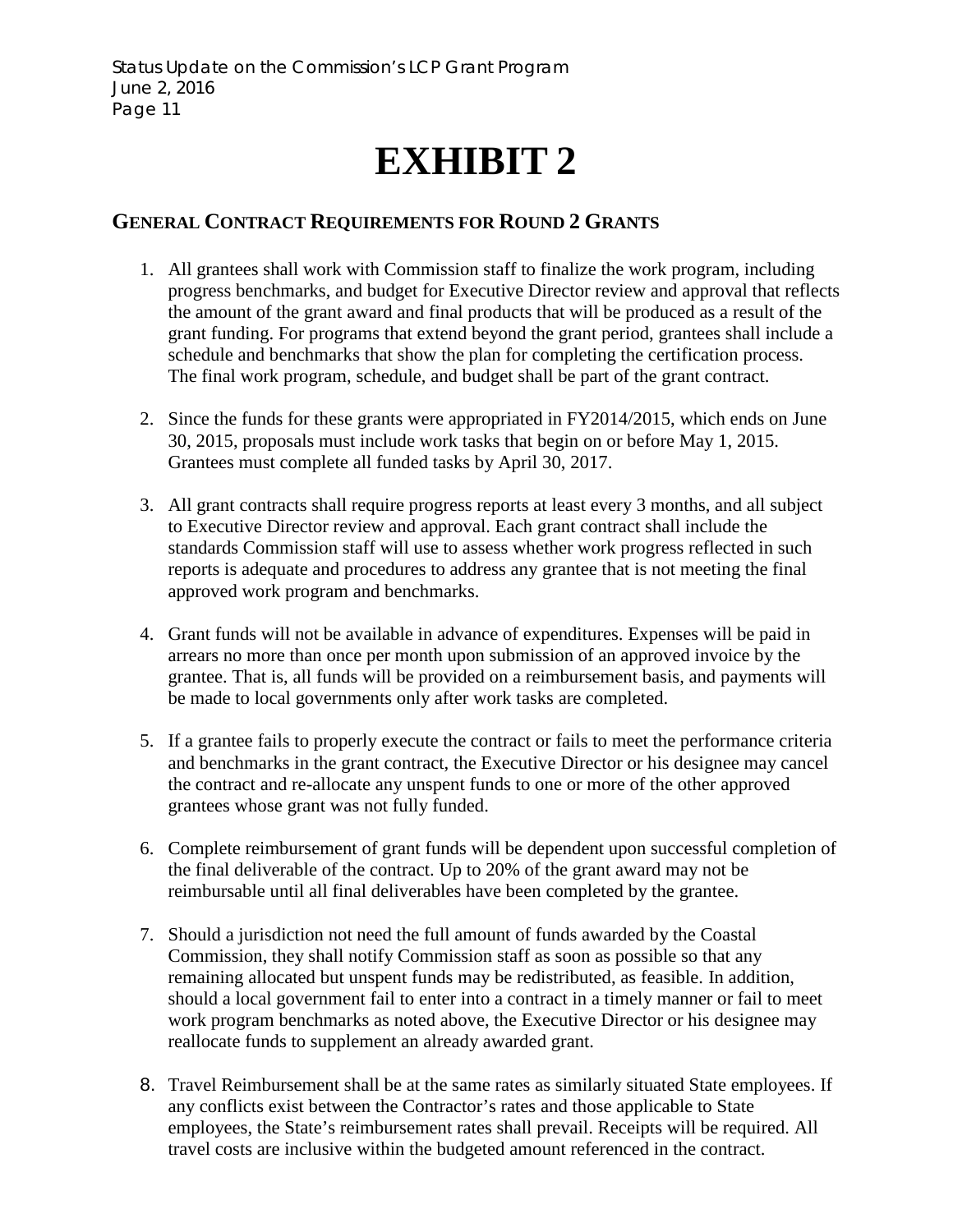# EXHIBIT 2

## GENERAL CONTRACT REQUIREMENTS FOR ROUND 2 GRANTS

1. All grantees shall work with Commission staff to finalize the work program, including progress benchmarks, and budget for Executive Director review and approval that reflects the amount of the grant award and final products that will be produced as a result of the grant funding. For programs that extend beyond the grant period, grantees shall include a schedule and benchmarks that show the plan for completing the certification process. The final work program, schedule, and budget shall be part of the grant contract.

2. Since the funds for these grants were appropriated in FY2014/2015, which ends on June 30, 2015, proposals must include work tasks that begin on or before May 1, 2015. Grantees must complete all funded tasks by April 30, 2017.

3. All grant contracts shall require progress reports at least every 3 months, and all subject to Executive Director review and approval. Each grant contract shall include the standards Commission staff will use to assess whether work progress reflected in such reports is adequate and procedures to address any grantee that is not meeting the final approved work program and benchmarks.

4. Grant funds will not be available in advance of expenditures. Expenses will be paid in arrears no more than once per month upon submission of an approved invoice by the grantee. That is, all funds will be provided on a reimbursement basis, and payments will be made to local governments only after work tasks are completed.

5. If a grantee fails to properly execute the contract or fails to meet the performance criteria and benchmarks in the grant contract, the Executive Director or his designee may cancel the contract and re-allocate any unspent funds to one or more of the other approved grantees whose grant was not fully funded.

6. Complete reimbursement of grant funds will be dependent upon successful completion of the final deliverable of the contract. Up to 20% of the grant award may not be reimbursable until all final deliverables have been completed by the grantee.

7. Should a jurisdiction not need the full amount of funds awarded by the Coastal Commission, they shall notify Commission staff as soon as possible so that any remaining allocated but unspent funds may be redistributed, as feasible. In addition, should a local government fail to enter into a contract in a timely manner or fail to meet work program benchmarks as noted above, the Executive Director or his designee may reallocate funds to supplement an already awarded grant.

8. Travel Reimbursement shall be at the same rates as similarly situated State employees. If any conflicts exist between the Contractor's rates and those applicable to State employees, the State's reimbursement rates shall prevail. Receipts will be required. All travel costs are inclusive within the budgeted amount referenced in the contract.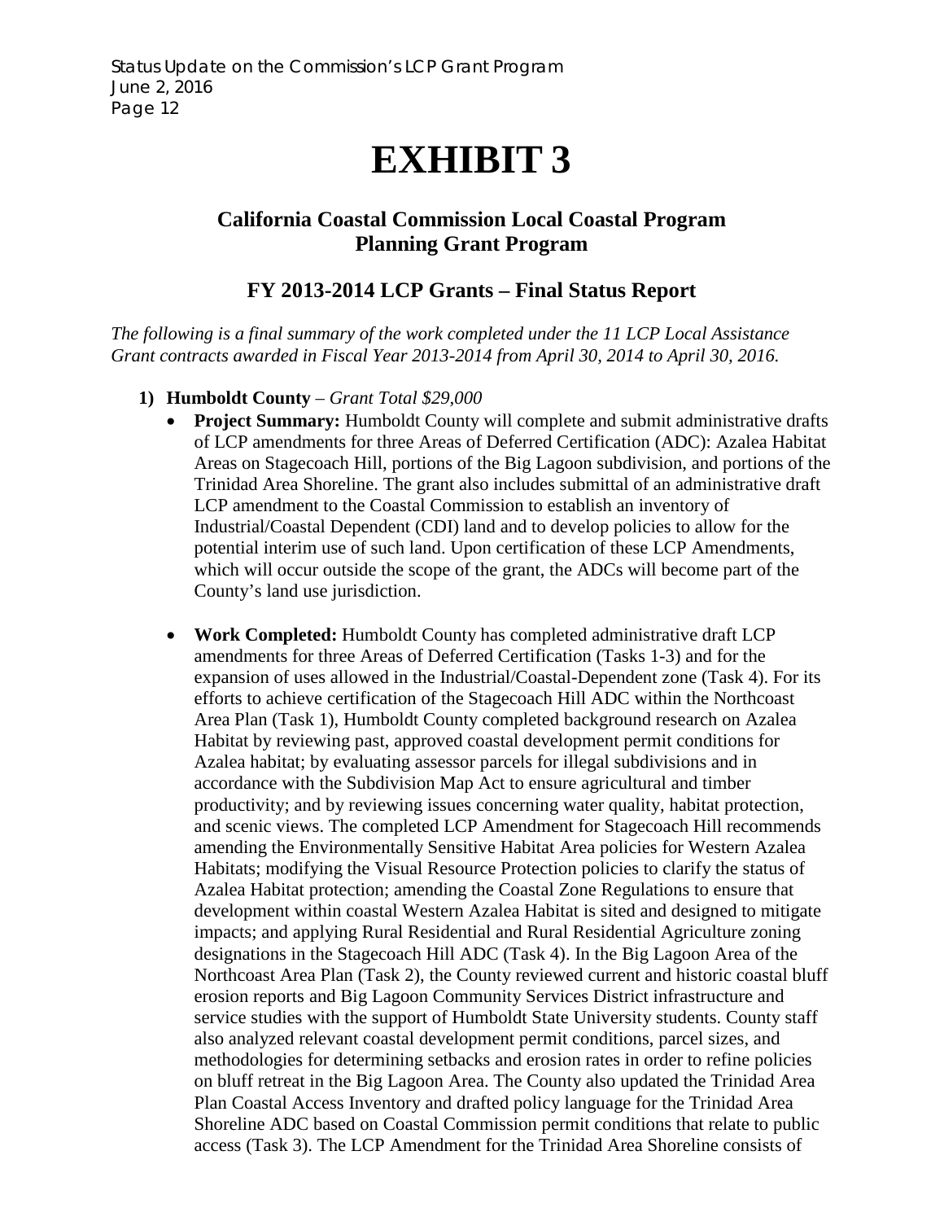# EXHIBIT 3

## California Coastal Commission Local Coastal Program Planning Grant Program

### FY 2013-2014 LCP Grants – Final Status Report

*The following is a final summary of the work completed under the 11 LCP Local Assistance Grant contracts awarded in Fiscal Year 2013-2014 from April 30, 2014 to April 30, 2016.*

1) **Humboldt County** – *Grant Total $29,000*
   - **Project Summary:** Humboldt County will complete and submit administrative drafts of LCP amendments for three Areas of Deferred Certification (ADC): Azalea Habitat Areas on Stagecoach Hill, portions of the Big Lagoon subdivision, and portions of the Trinidad Area Shoreline. The grant also includes submittal of an administrative draft LCP amendment to the Coastal Commission to establish an inventory of Industrial/Coastal Dependent (CDI) land and to develop policies to allow for the potential interim use of such land. Upon certification of these LCP Amendments, which will occur outside the scope of the grant, the ADCs will become part of the County's land use jurisdiction.
   - **Work Completed:** Humboldt County has completed administrative draft LCP amendments for three Areas of Deferred Certification (Tasks 1-3) and for the expansion of uses allowed in the Industrial/Coastal-Dependent zone (Task 4). For its efforts to achieve certification of the Stagecoach Hill ADC within the Northcoast Area Plan (Task 1), Humboldt County completed background research on Azalea Habitat by reviewing past, approved coastal development permit conditions for Azalea habitat; by evaluating assessor parcels for illegal subdivisions and in accordance with the Subdivision Map Act to ensure agricultural and timber productivity; and by reviewing issues concerning water quality, habitat protection, and scenic views. The completed LCP Amendment for Stagecoach Hill recommends amending the Environmentally Sensitive Habitat Area policies for Western Azalea Habitats; modifying the Visual Resource Protection policies to clarify the status of Azalea Habitat protection; amending the Coastal Zone Regulations to ensure that development within coastal Western Azalea Habitat is sited and designed to mitigate impacts; and applying Rural Residential and Rural Residential Agriculture zoning designations in the Stagecoach Hill ADC (Task 4). In the Big Lagoon Area of the Northcoast Area Plan (Task 2), the County reviewed current and historic coastal bluff erosion reports and Big Lagoon Community Services District infrastructure and service studies with the support of Humboldt State University students. County staff also analyzed relevant coastal development permit conditions, parcel sizes, and methodologies for determining setbacks and erosion rates in order to refine policies on bluff retreat in the Big Lagoon Area. The County also updated the Trinidad Area Plan Coastal Access Inventory and drafted policy language for the Trinidad Area Shoreline ADC based on Coastal Commission permit conditions that relate to public access (Task 3). The LCP Amendment for the Trinidad Area Shoreline consists of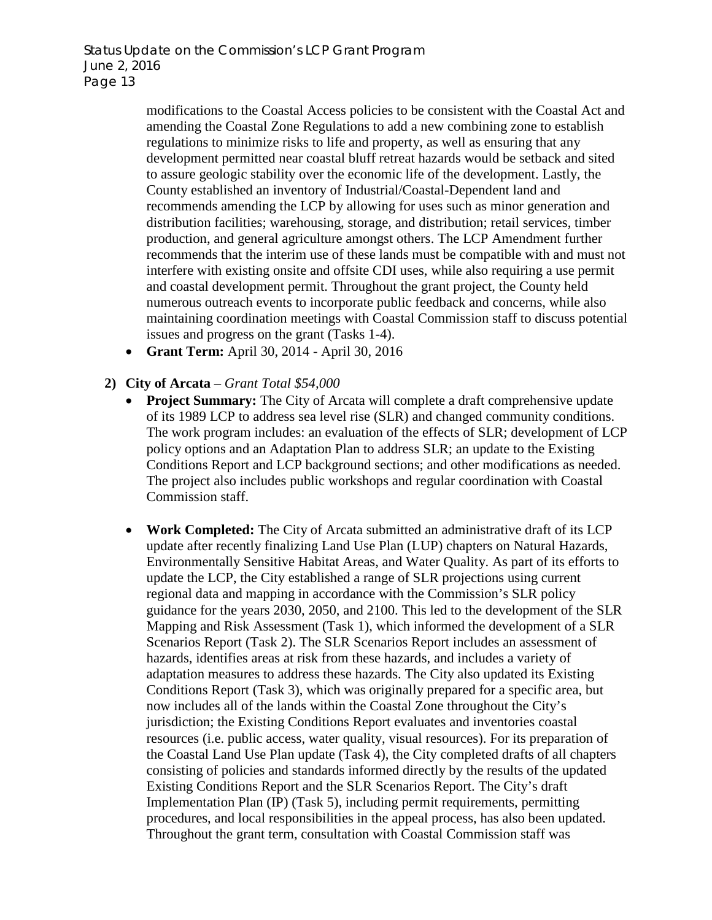modifications to the Coastal Access policies to be consistent with the Coastal Act and amending the Coastal Zone Regulations to add a new combining zone to establish regulations to minimize risks to life and property, as well as ensuring that any development permitted near coastal bluff retreat hazards would be setback and sited to assure geologic stability over the economic life of the development. Lastly, the County established an inventory of Industrial/Coastal-Dependent land and recommends amending the LCP by allowing for uses such as minor generation and distribution facilities; warehousing, storage, and distribution; retail services, timber production, and general agriculture amongst others. The LCP Amendment further recommends that the interim use of these lands must be compatible with and must not interfere with existing onsite and offsite CDI uses, while also requiring a use permit and coastal development permit. Throughout the grant project, the County held numerous outreach events to incorporate public feedback and concerns, while also maintaining coordination meetings with Coastal Commission staff to discuss potential issues and progress on the grant (Tasks 1-4).

- **Grant Term:** April 30, 2014 - April 30, 2016

**2) City of Arcata** – *Grant Total $54,000*

- **Project Summary:** The City of Arcata will complete a draft comprehensive update of its 1989 LCP to address sea level rise (SLR) and changed community conditions. The work program includes: an evaluation of the effects of SLR; development of LCP policy options and an Adaptation Plan to address SLR; an update to the Existing Conditions Report and LCP background sections; and other modifications as needed. The project also includes public workshops and regular coordination with Coastal Commission staff.

- **Work Completed:** The City of Arcata submitted an administrative draft of its LCP update after recently finalizing Land Use Plan (LUP) chapters on Natural Hazards, Environmentally Sensitive Habitat Areas, and Water Quality. As part of its efforts to update the LCP, the City established a range of SLR projections using current regional data and mapping in accordance with the Commission's SLR policy guidance for the years 2030, 2050, and 2100. This led to the development of the SLR Mapping and Risk Assessment (Task 1), which informed the development of a SLR Scenarios Report (Task 2). The SLR Scenarios Report includes an assessment of hazards, identifies areas at risk from these hazards, and includes a variety of adaptation measures to address these hazards. The City also updated its Existing Conditions Report (Task 3), which was originally prepared for a specific area, but now includes all of the lands within the Coastal Zone throughout the City's jurisdiction; the Existing Conditions Report evaluates and inventories coastal resources (i.e. public access, water quality, visual resources). For its preparation of the Coastal Land Use Plan update (Task 4), the City completed drafts of all chapters consisting of policies and standards informed directly by the results of the updated Existing Conditions Report and the SLR Scenarios Report. The City's draft Implementation Plan (IP) (Task 5), including permit requirements, permitting procedures, and local responsibilities in the appeal process, has also been updated. Throughout the grant term, consultation with Coastal Commission staff was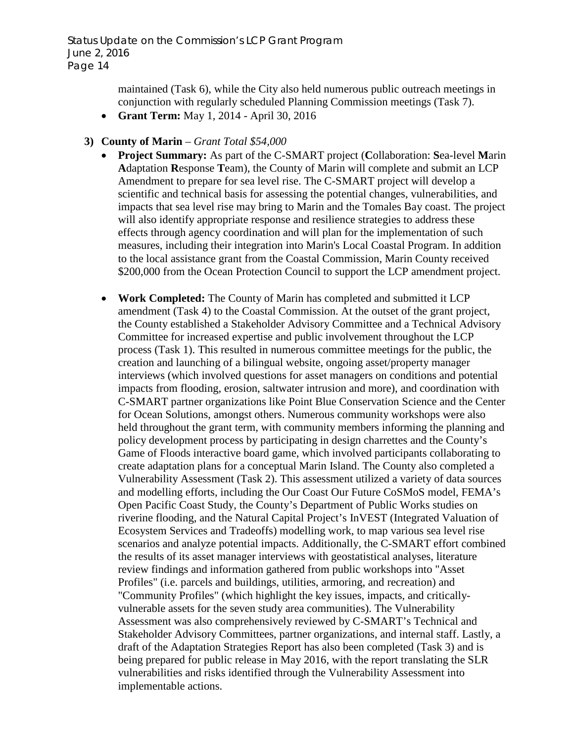maintained (Task 6), while the City also held numerous public outreach meetings in conjunction with regularly scheduled Planning Commission meetings (Task 7).

- **Grant Term:** May 1, 2014 - April 30, 2016

**3) County of Marin** – *Grant Total $54,000*

- **Project Summary:** As part of the C-SMART project (**C**ollaboration: **S**ea-level **M**arin **A**daptation **R**esponse **T**eam), the County of Marin will complete and submit an LCP Amendment to prepare for sea level rise. The C-SMART project will develop a scientific and technical basis for assessing the potential changes, vulnerabilities, and impacts that sea level rise may bring to Marin and the Tomales Bay coast. The project will also identify appropriate response and resilience strategies to address these effects through agency coordination and will plan for the implementation of such measures, including their integration into Marin's Local Coastal Program. In addition to the local assistance grant from the Coastal Commission, Marin County received $200,000 from the Ocean Protection Council to support the LCP amendment project.

- **Work Completed:** The County of Marin has completed and submitted it LCP amendment (Task 4) to the Coastal Commission. At the outset of the grant project, the County established a Stakeholder Advisory Committee and a Technical Advisory Committee for increased expertise and public involvement throughout the LCP process (Task 1). This resulted in numerous committee meetings for the public, the creation and launching of a bilingual website, ongoing asset/property manager interviews (which involved questions for asset managers on conditions and potential impacts from flooding, erosion, saltwater intrusion and more), and coordination with C-SMART partner organizations like Point Blue Conservation Science and the Center for Ocean Solutions, amongst others. Numerous community workshops were also held throughout the grant term, with community members informing the planning and policy development process by participating in design charrettes and the County's Game of Floods interactive board game, which involved participants collaborating to create adaptation plans for a conceptual Marin Island. The County also completed a Vulnerability Assessment (Task 2). This assessment utilized a variety of data sources and modelling efforts, including the Our Coast Our Future CoSMoS model, FEMA's Open Pacific Coast Study, the County's Department of Public Works studies on riverine flooding, and the Natural Capital Project's InVEST (Integrated Valuation of Ecosystem Services and Tradeoffs) modelling work, to map various sea level rise scenarios and analyze potential impacts. Additionally, the C-SMART effort combined the results of its asset manager interviews with geostatistical analyses, literature review findings and information gathered from public workshops into "Asset Profiles" (i.e. parcels and buildings, utilities, armoring, and recreation) and "Community Profiles" (which highlight the key issues, impacts, and critically-vulnerable assets for the seven study area communities). The Vulnerability Assessment was also comprehensively reviewed by C-SMART's Technical and Stakeholder Advisory Committees, partner organizations, and internal staff. Lastly, a draft of the Adaptation Strategies Report has also been completed (Task 3) and is being prepared for public release in May 2016, with the report translating the SLR vulnerabilities and risks identified through the Vulnerability Assessment into implementable actions.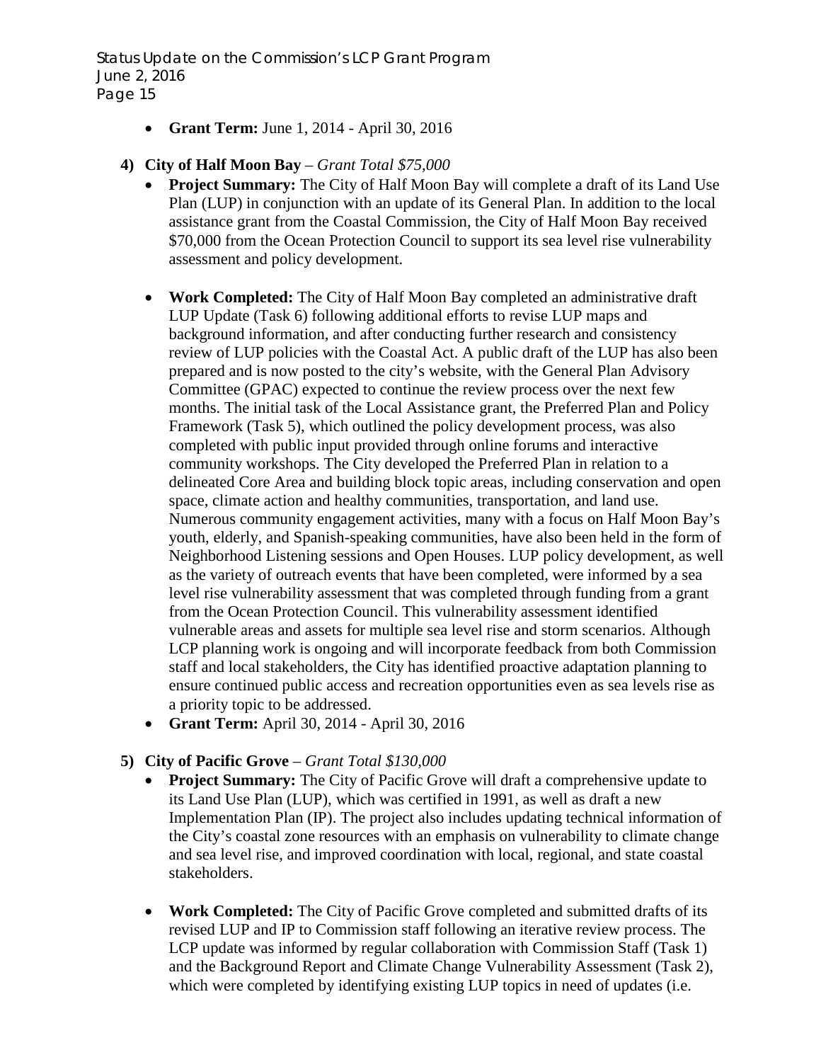- **Grant Term:** June 1, 2014 - April 30, 2016

4) **City of Half Moon Bay** – *Grant Total $75,000*
    - **Project Summary:** The City of Half Moon Bay will complete a draft of its Land Use Plan (LUP) in conjunction with an update of its General Plan. In addition to the local assistance grant from the Coastal Commission, the City of Half Moon Bay received $70,000 from the Ocean Protection Council to support its sea level rise vulnerability assessment and policy development.

    - **Work Completed:** The City of Half Moon Bay completed an administrative draft LUP Update (Task 6) following additional efforts to revise LUP maps and background information, and after conducting further research and consistency review of LUP policies with the Coastal Act. A public draft of the LUP has also been prepared and is now posted to the city's website, with the General Plan Advisory Committee (GPAC) expected to continue the review process over the next few months. The initial task of the Local Assistance grant, the Preferred Plan and Policy Framework (Task 5), which outlined the policy development process, was also completed with public input provided through online forums and interactive community workshops. The City developed the Preferred Plan in relation to a delineated Core Area and building block topic areas, including conservation and open space, climate action and healthy communities, transportation, and land use. Numerous community engagement activities, many with a focus on Half Moon Bay's youth, elderly, and Spanish-speaking communities, have also been held in the form of Neighborhood Listening sessions and Open Houses. LUP policy development, as well as the variety of outreach events that have been completed, were informed by a sea level rise vulnerability assessment that was completed through funding from a grant from the Ocean Protection Council. This vulnerability assessment identified vulnerable areas and assets for multiple sea level rise and storm scenarios. Although LCP planning work is ongoing and will incorporate feedback from both Commission staff and local stakeholders, the City has identified proactive adaptation planning to ensure continued public access and recreation opportunities even as sea levels rise as a priority topic to be addressed.
    - **Grant Term:** April 30, 2014 - April 30, 2016

5) **City of Pacific Grove** – *Grant Total $130,000*
    - **Project Summary:** The City of Pacific Grove will draft a comprehensive update to its Land Use Plan (LUP), which was certified in 1991, as well as draft a new Implementation Plan (IP). The project also includes updating technical information of the City's coastal zone resources with an emphasis on vulnerability to climate change and sea level rise, and improved coordination with local, regional, and state coastal stakeholders.

    - **Work Completed:** The City of Pacific Grove completed and submitted drafts of its revised LUP and IP to Commission staff following an iterative review process. The LCP update was informed by regular collaboration with Commission Staff (Task 1) and the Background Report and Climate Change Vulnerability Assessment (Task 2), which were completed by identifying existing LUP topics in need of updates (i.e.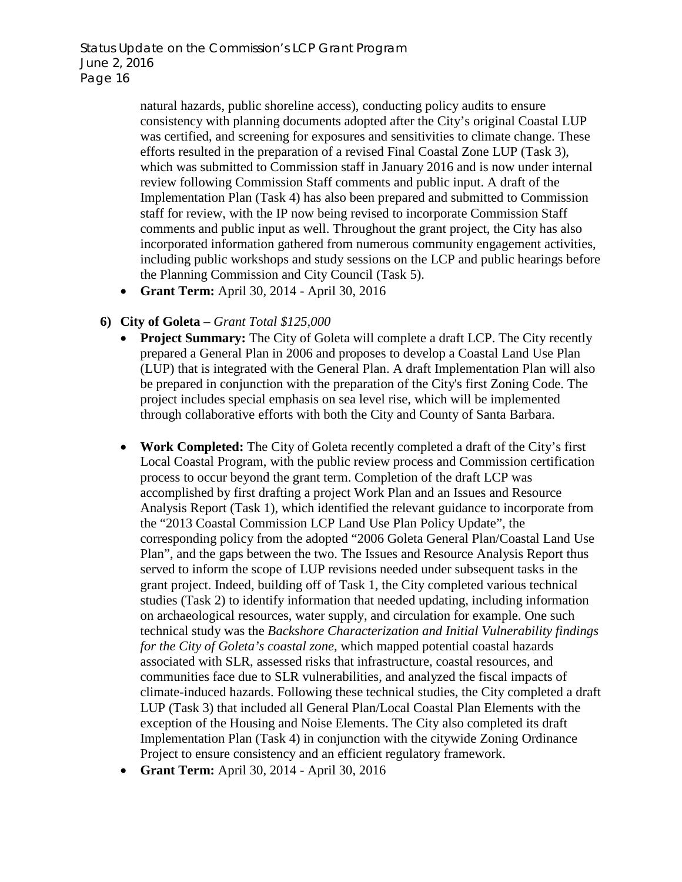natural hazards, public shoreline access), conducting policy audits to ensure consistency with planning documents adopted after the City's original Coastal LUP was certified, and screening for exposures and sensitivities to climate change. These efforts resulted in the preparation of a revised Final Coastal Zone LUP (Task 3), which was submitted to Commission staff in January 2016 and is now under internal review following Commission Staff comments and public input. A draft of the Implementation Plan (Task 4) has also been prepared and submitted to Commission staff for review, with the IP now being revised to incorporate Commission Staff comments and public input as well. Throughout the grant project, the City has also incorporated information gathered from numerous community engagement activities, including public workshops and study sessions on the LCP and public hearings before the Planning Commission and City Council (Task 5).

- **Grant Term:** April 30, 2014 - April 30, 2016

**6) City of Goleta** – *Grant Total $125,000*

- **Project Summary:** The City of Goleta will complete a draft LCP. The City recently prepared a General Plan in 2006 and proposes to develop a Coastal Land Use Plan (LUP) that is integrated with the General Plan. A draft Implementation Plan will also be prepared in conjunction with the preparation of the City's first Zoning Code. The project includes special emphasis on sea level rise, which will be implemented through collaborative efforts with both the City and County of Santa Barbara.

- **Work Completed:** The City of Goleta recently completed a draft of the City's first Local Coastal Program, with the public review process and Commission certification process to occur beyond the grant term. Completion of the draft LCP was accomplished by first drafting a project Work Plan and an Issues and Resource Analysis Report (Task 1), which identified the relevant guidance to incorporate from the "2013 Coastal Commission LCP Land Use Plan Policy Update", the corresponding policy from the adopted "2006 Goleta General Plan/Coastal Land Use Plan", and the gaps between the two. The Issues and Resource Analysis Report thus served to inform the scope of LUP revisions needed under subsequent tasks in the grant project. Indeed, building off of Task 1, the City completed various technical studies (Task 2) to identify information that needed updating, including information on archaeological resources, water supply, and circulation for example. One such technical study was the *Backshore Characterization and Initial Vulnerability findings for the City of Goleta's coastal zone*, which mapped potential coastal hazards associated with SLR, assessed risks that infrastructure, coastal resources, and communities face due to SLR vulnerabilities, and analyzed the fiscal impacts of climate-induced hazards. Following these technical studies, the City completed a draft LUP (Task 3) that included all General Plan/Local Coastal Plan Elements with the exception of the Housing and Noise Elements. The City also completed its draft Implementation Plan (Task 4) in conjunction with the citywide Zoning Ordinance Project to ensure consistency and an efficient regulatory framework.
- **Grant Term:** April 30, 2014 - April 30, 2016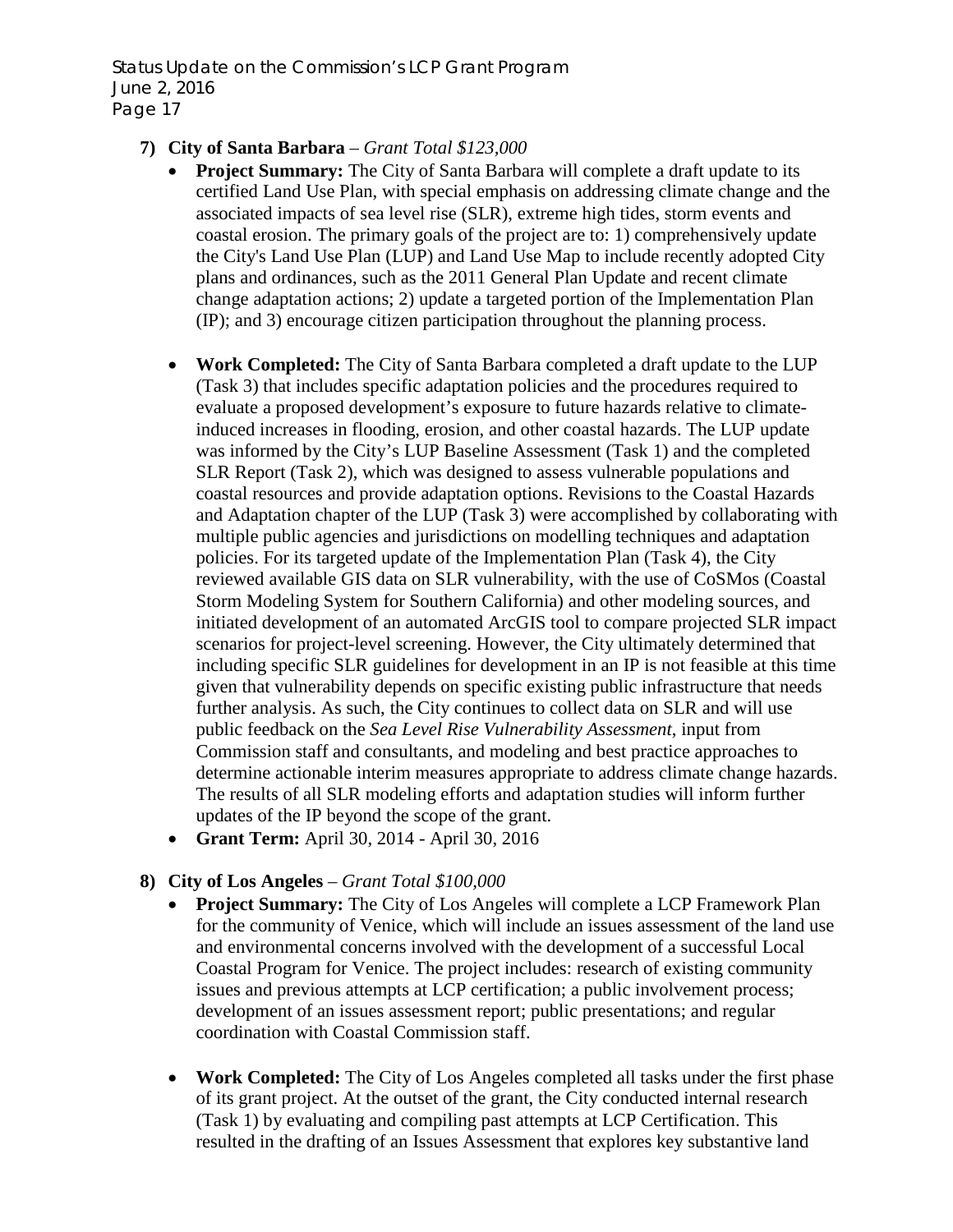7) **City of Santa Barbara** – *Grant Total $123,000*

- **Project Summary:** The City of Santa Barbara will complete a draft update to its certified Land Use Plan, with special emphasis on addressing climate change and the associated impacts of sea level rise (SLR), extreme high tides, storm events and coastal erosion. The primary goals of the project are to: 1) comprehensively update the City's Land Use Plan (LUP) and Land Use Map to include recently adopted City plans and ordinances, such as the 2011 General Plan Update and recent climate change adaptation actions; 2) update a targeted portion of the Implementation Plan (IP); and 3) encourage citizen participation throughout the planning process.

- **Work Completed:** The City of Santa Barbara completed a draft update to the LUP (Task 3) that includes specific adaptation policies and the procedures required to evaluate a proposed development's exposure to future hazards relative to climate-induced increases in flooding, erosion, and other coastal hazards. The LUP update was informed by the City's LUP Baseline Assessment (Task 1) and the completed SLR Report (Task 2), which was designed to assess vulnerable populations and coastal resources and provide adaptation options. Revisions to the Coastal Hazards and Adaptation chapter of the LUP (Task 3) were accomplished by collaborating with multiple public agencies and jurisdictions on modelling techniques and adaptation policies. For its targeted update of the Implementation Plan (Task 4), the City reviewed available GIS data on SLR vulnerability, with the use of CoSMos (Coastal Storm Modeling System for Southern California) and other modeling sources, and initiated development of an automated ArcGIS tool to compare projected SLR impact scenarios for project-level screening. However, the City ultimately determined that including specific SLR guidelines for development in an IP is not feasible at this time given that vulnerability depends on specific existing public infrastructure that needs further analysis. As such, the City continues to collect data on SLR and will use public feedback on the *Sea Level Rise Vulnerability Assessment*, input from Commission staff and consultants, and modeling and best practice approaches to determine actionable interim measures appropriate to address climate change hazards. The results of all SLR modeling efforts and adaptation studies will inform further updates of the IP beyond the scope of the grant.
- **Grant Term:** April 30, 2014 - April 30, 2016

8) **City of Los Angeles** – *Grant Total $100,000*

- **Project Summary:** The City of Los Angeles will complete a LCP Framework Plan for the community of Venice, which will include an issues assessment of the land use and environmental concerns involved with the development of a successful Local Coastal Program for Venice. The project includes: research of existing community issues and previous attempts at LCP certification; a public involvement process; development of an issues assessment report; public presentations; and regular coordination with Coastal Commission staff.

- **Work Completed:** The City of Los Angeles completed all tasks under the first phase of its grant project. At the outset of the grant, the City conducted internal research (Task 1) by evaluating and compiling past attempts at LCP Certification. This resulted in the drafting of an Issues Assessment that explores key substantive land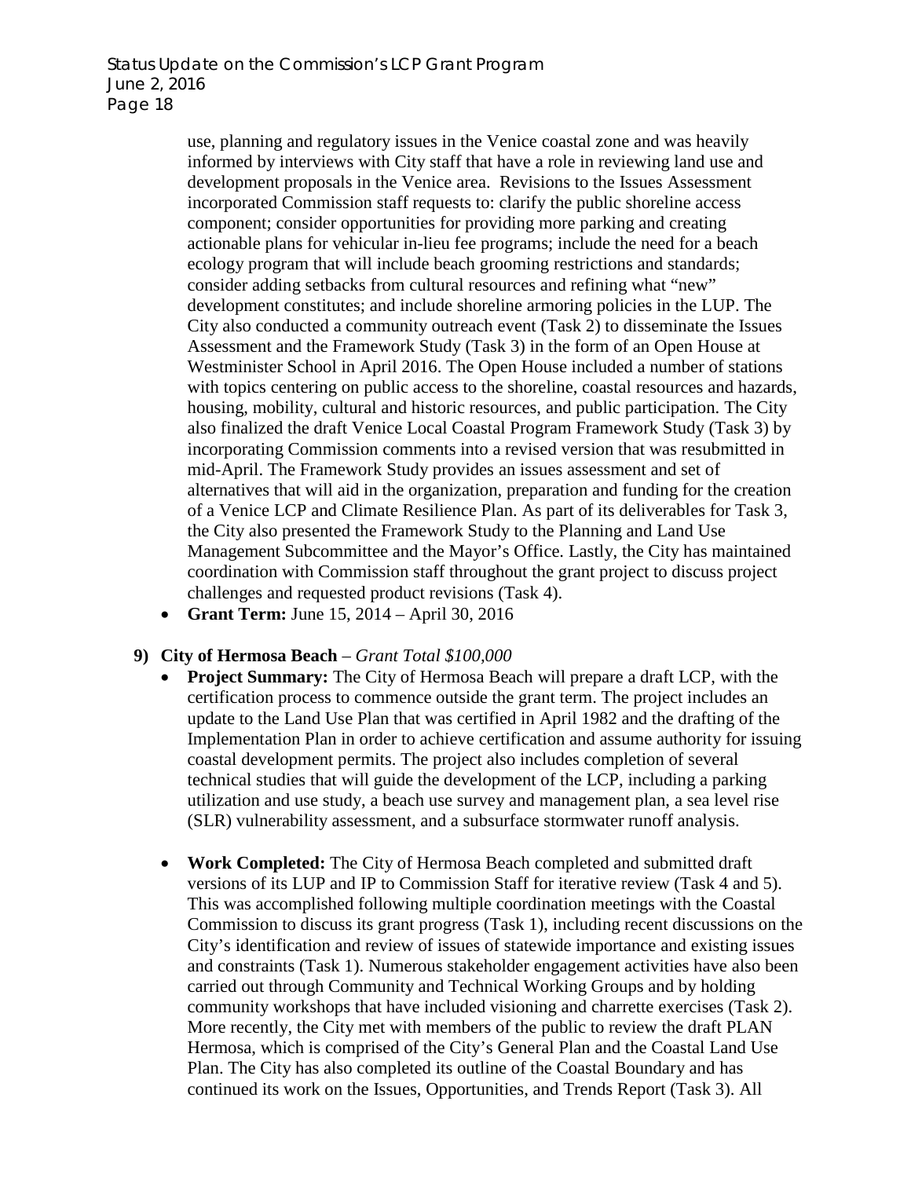use, planning and regulatory issues in the Venice coastal zone and was heavily informed by interviews with City staff that have a role in reviewing land use and development proposals in the Venice area. Revisions to the Issues Assessment incorporated Commission staff requests to: clarify the public shoreline access component; consider opportunities for providing more parking and creating actionable plans for vehicular in-lieu fee programs; include the need for a beach ecology program that will include beach grooming restrictions and standards; consider adding setbacks from cultural resources and refining what "new" development constitutes; and include shoreline armoring policies in the LUP. The City also conducted a community outreach event (Task 2) to disseminate the Issues Assessment and the Framework Study (Task 3) in the form of an Open House at Westminister School in April 2016. The Open House included a number of stations with topics centering on public access to the shoreline, coastal resources and hazards, housing, mobility, cultural and historic resources, and public participation. The City also finalized the draft Venice Local Coastal Program Framework Study (Task 3) by incorporating Commission comments into a revised version that was resubmitted in mid-April. The Framework Study provides an issues assessment and set of alternatives that will aid in the organization, preparation and funding for the creation of a Venice LCP and Climate Resilience Plan. As part of its deliverables for Task 3, the City also presented the Framework Study to the Planning and Land Use Management Subcommittee and the Mayor's Office. Lastly, the City has maintained coordination with Commission staff throughout the grant project to discuss project challenges and requested product revisions (Task 4).

- **Grant Term:** June 15, 2014 – April 30, 2016

**9) City of Hermosa Beach** – *Grant Total $100,000*

- **Project Summary:** The City of Hermosa Beach will prepare a draft LCP, with the certification process to commence outside the grant term. The project includes an update to the Land Use Plan that was certified in April 1982 and the drafting of the Implementation Plan in order to achieve certification and assume authority for issuing coastal development permits. The project also includes completion of several technical studies that will guide the development of the LCP, including a parking utilization and use study, a beach use survey and management plan, a sea level rise (SLR) vulnerability assessment, and a subsurface stormwater runoff analysis.

- **Work Completed:** The City of Hermosa Beach completed and submitted draft versions of its LUP and IP to Commission Staff for iterative review (Task 4 and 5). This was accomplished following multiple coordination meetings with the Coastal Commission to discuss its grant progress (Task 1), including recent discussions on the City's identification and review of issues of statewide importance and existing issues and constraints (Task 1). Numerous stakeholder engagement activities have also been carried out through Community and Technical Working Groups and by holding community workshops that have included visioning and charrette exercises (Task 2). More recently, the City met with members of the public to review the draft PLAN Hermosa, which is comprised of the City's General Plan and the Coastal Land Use Plan. The City has also completed its outline of the Coastal Boundary and has continued its work on the Issues, Opportunities, and Trends Report (Task 3). All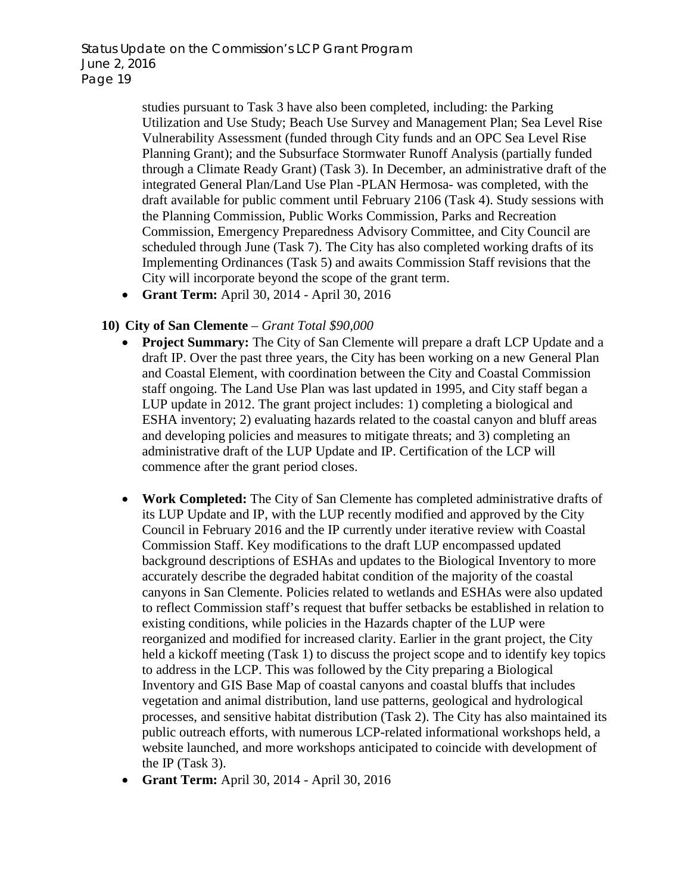studies pursuant to Task 3 have also been completed, including: the Parking Utilization and Use Study; Beach Use Survey and Management Plan; Sea Level Rise Vulnerability Assessment (funded through City funds and an OPC Sea Level Rise Planning Grant); and the Subsurface Stormwater Runoff Analysis (partially funded through a Climate Ready Grant) (Task 3). In December, an administrative draft of the integrated General Plan/Land Use Plan -PLAN Hermosa- was completed, with the draft available for public comment until February 2106 (Task 4). Study sessions with the Planning Commission, Public Works Commission, Parks and Recreation Commission, Emergency Preparedness Advisory Committee, and City Council are scheduled through June (Task 7). The City has also completed working drafts of its Implementing Ordinances (Task 5) and awaits Commission Staff revisions that the City will incorporate beyond the scope of the grant term.

- **Grant Term:** April 30, 2014 - April 30, 2016

**10) City of San Clemente** – *Grant Total $90,000*

- **Project Summary:** The City of San Clemente will prepare a draft LCP Update and a draft IP. Over the past three years, the City has been working on a new General Plan and Coastal Element, with coordination between the City and Coastal Commission staff ongoing. The Land Use Plan was last updated in 1995, and City staff began a LUP update in 2012. The grant project includes: 1) completing a biological and ESHA inventory; 2) evaluating hazards related to the coastal canyon and bluff areas and developing policies and measures to mitigate threats; and 3) completing an administrative draft of the LUP Update and IP. Certification of the LCP will commence after the grant period closes.

- **Work Completed:** The City of San Clemente has completed administrative drafts of its LUP Update and IP, with the LUP recently modified and approved by the City Council in February 2016 and the IP currently under iterative review with Coastal Commission Staff. Key modifications to the draft LUP encompassed updated background descriptions of ESHAs and updates to the Biological Inventory to more accurately describe the degraded habitat condition of the majority of the coastal canyons in San Clemente. Policies related to wetlands and ESHAs were also updated to reflect Commission staff's request that buffer setbacks be established in relation to existing conditions, while policies in the Hazards chapter of the LUP were reorganized and modified for increased clarity. Earlier in the grant project, the City held a kickoff meeting (Task 1) to discuss the project scope and to identify key topics to address in the LCP. This was followed by the City preparing a Biological Inventory and GIS Base Map of coastal canyons and coastal bluffs that includes vegetation and animal distribution, land use patterns, geological and hydrological processes, and sensitive habitat distribution (Task 2). The City has also maintained its public outreach efforts, with numerous LCP-related informational workshops held, a website launched, and more workshops anticipated to coincide with development of the IP (Task 3).
- **Grant Term:** April 30, 2014 - April 30, 2016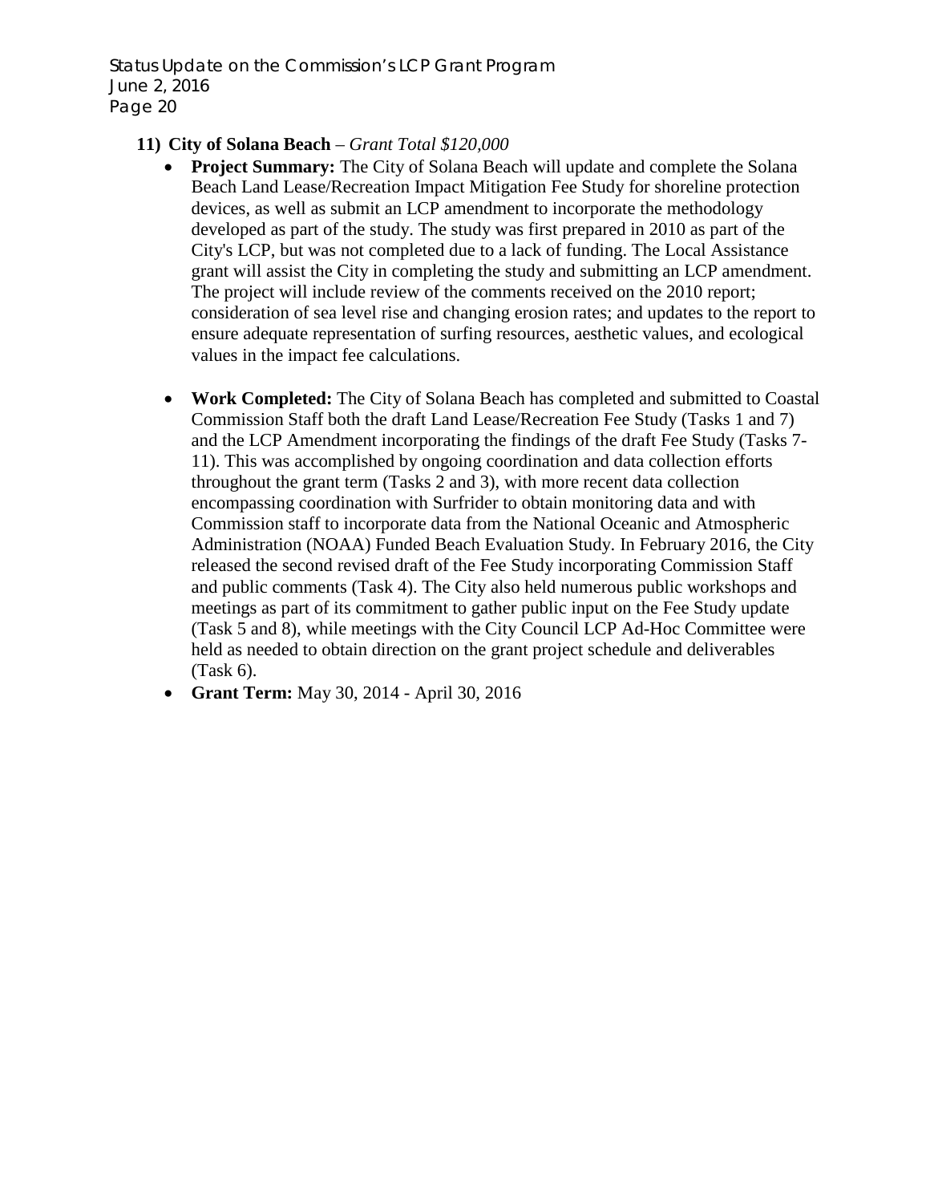**11) City of Solana Beach** – *Grant Total $120,000*

- **Project Summary:** The City of Solana Beach will update and complete the Solana Beach Land Lease/Recreation Impact Mitigation Fee Study for shoreline protection devices, as well as submit an LCP amendment to incorporate the methodology developed as part of the study. The study was first prepared in 2010 as part of the City's LCP, but was not completed due to a lack of funding. The Local Assistance grant will assist the City in completing the study and submitting an LCP amendment. The project will include review of the comments received on the 2010 report; consideration of sea level rise and changing erosion rates; and updates to the report to ensure adequate representation of surfing resources, aesthetic values, and ecological values in the impact fee calculations.

- **Work Completed:** The City of Solana Beach has completed and submitted to Coastal Commission Staff both the draft Land Lease/Recreation Fee Study (Tasks 1 and 7) and the LCP Amendment incorporating the findings of the draft Fee Study (Tasks 7-11). This was accomplished by ongoing coordination and data collection efforts throughout the grant term (Tasks 2 and 3), with more recent data collection encompassing coordination with Surfrider to obtain monitoring data and with Commission staff to incorporate data from the National Oceanic and Atmospheric Administration (NOAA) Funded Beach Evaluation Study. In February 2016, the City released the second revised draft of the Fee Study incorporating Commission Staff and public comments (Task 4). The City also held numerous public workshops and meetings as part of its commitment to gather public input on the Fee Study update (Task 5 and 8), while meetings with the City Council LCP Ad-Hoc Committee were held as needed to obtain direction on the grant project schedule and deliverables (Task 6).
- **Grant Term:** May 30, 2014 - April 30, 2016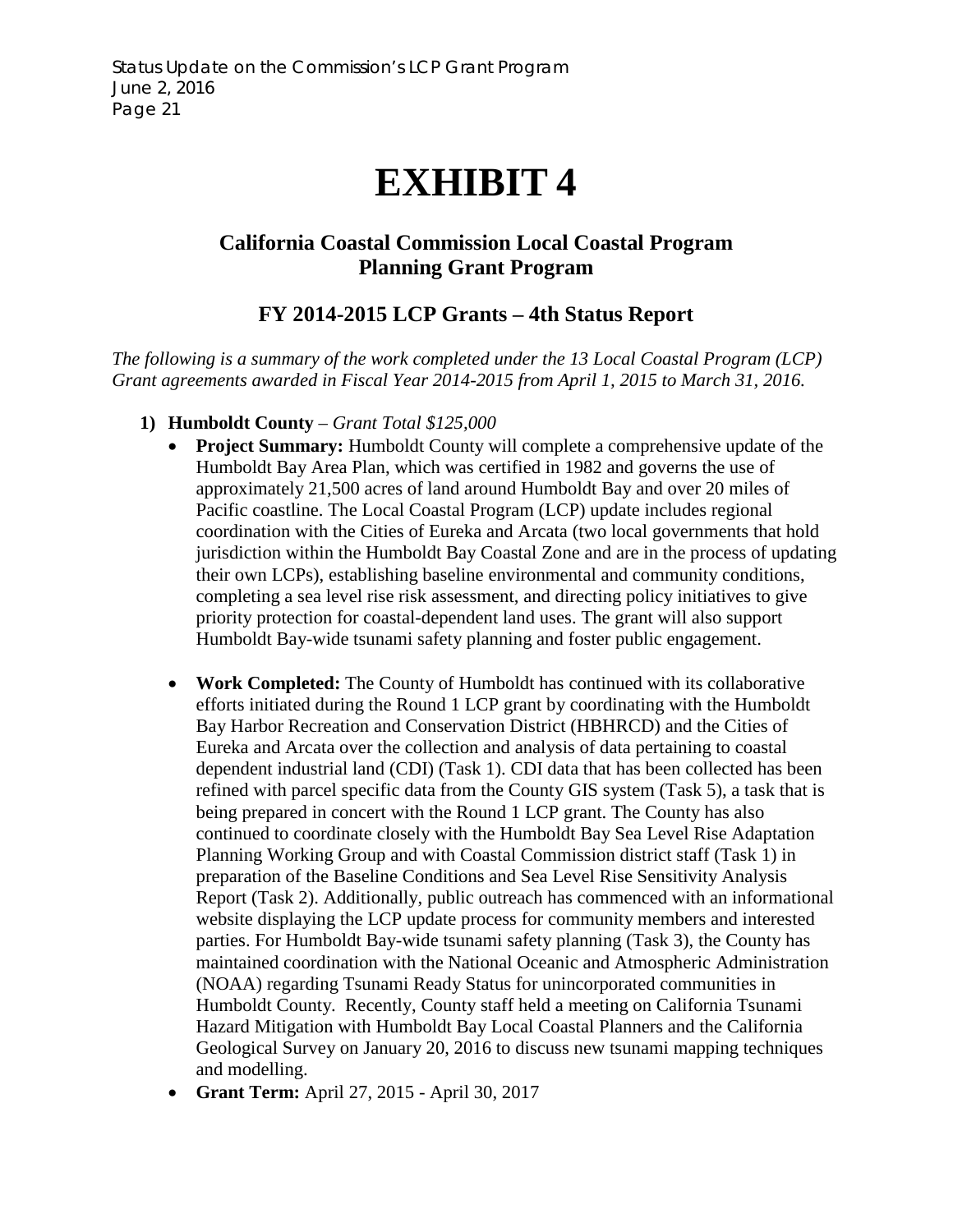# EXHIBIT 4

## California Coastal Commission Local Coastal Program Planning Grant Program

### FY 2014-2015 LCP Grants – 4th Status Report

*The following is a summary of the work completed under the 13 Local Coastal Program (LCP) Grant agreements awarded in Fiscal Year 2014-2015 from April 1, 2015 to March 31, 2016.*

1) **Humboldt County** – *Grant Total $125,000*
   - **Project Summary:** Humboldt County will complete a comprehensive update of the Humboldt Bay Area Plan, which was certified in 1982 and governs the use of approximately 21,500 acres of land around Humboldt Bay and over 20 miles of Pacific coastline. The Local Coastal Program (LCP) update includes regional coordination with the Cities of Eureka and Arcata (two local governments that hold jurisdiction within the Humboldt Bay Coastal Zone and are in the process of updating their own LCPs), establishing baseline environmental and community conditions, completing a sea level rise risk assessment, and directing policy initiatives to give priority protection for coastal-dependent land uses. The grant will also support Humboldt Bay-wide tsunami safety planning and foster public engagement.
   - **Work Completed:** The County of Humboldt has continued with its collaborative efforts initiated during the Round 1 LCP grant by coordinating with the Humboldt Bay Harbor Recreation and Conservation District (HBHRCD) and the Cities of Eureka and Arcata over the collection and analysis of data pertaining to coastal dependent industrial land (CDI) (Task 1). CDI data that has been collected has been refined with parcel specific data from the County GIS system (Task 5), a task that is being prepared in concert with the Round 1 LCP grant. The County has also continued to coordinate closely with the Humboldt Bay Sea Level Rise Adaptation Planning Working Group and with Coastal Commission district staff (Task 1) in preparation of the Baseline Conditions and Sea Level Rise Sensitivity Analysis Report (Task 2). Additionally, public outreach has commenced with an informational website displaying the LCP update process for community members and interested parties. For Humboldt Bay-wide tsunami safety planning (Task 3), the County has maintained coordination with the National Oceanic and Atmospheric Administration (NOAA) regarding Tsunami Ready Status for unincorporated communities in Humboldt County. Recently, County staff held a meeting on California Tsunami Hazard Mitigation with Humboldt Bay Local Coastal Planners and the California Geological Survey on January 20, 2016 to discuss new tsunami mapping techniques and modelling.
   - **Grant Term:** April 27, 2015 - April 30, 2017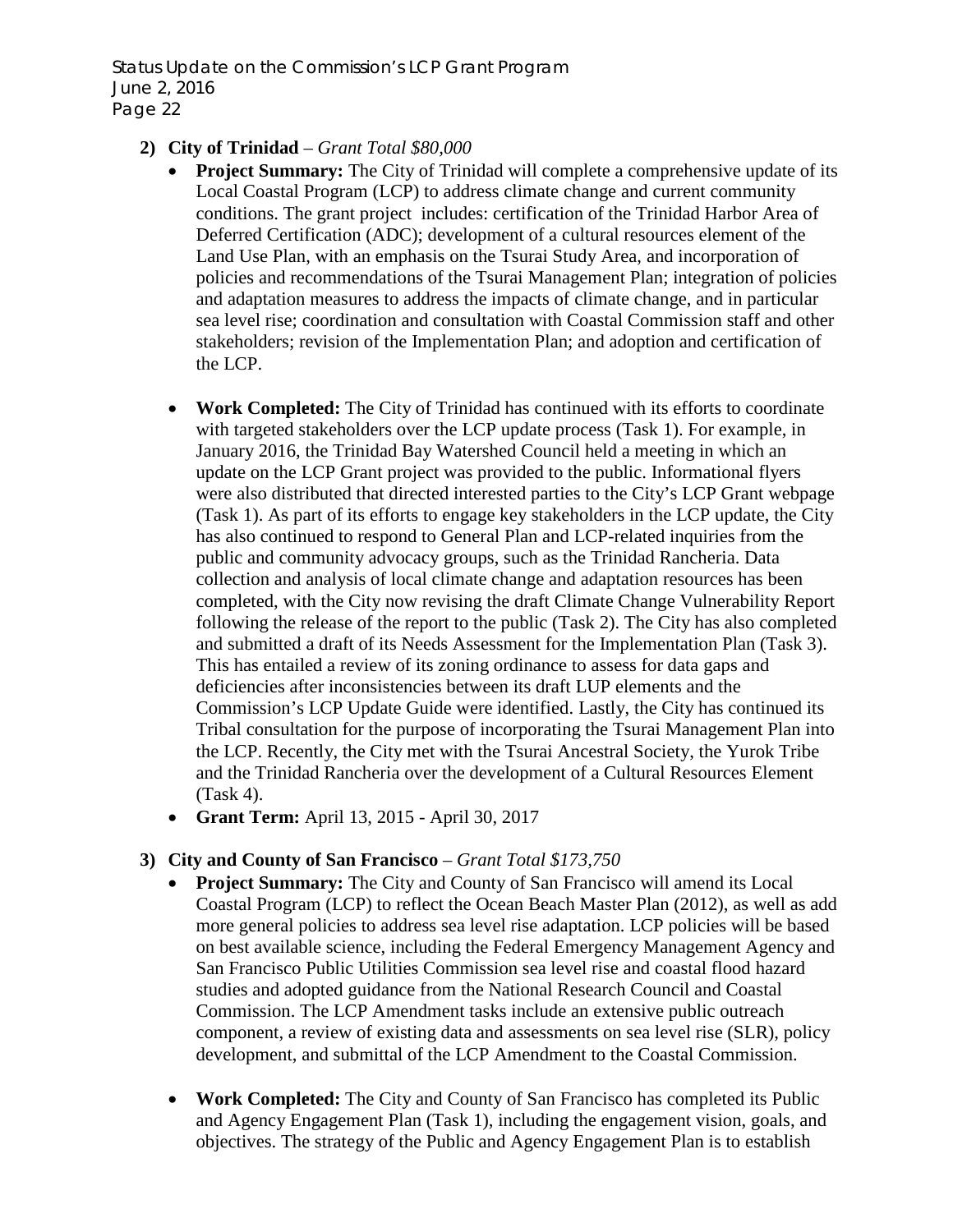2) **City of Trinidad** – *Grant Total $80,000*
   - **Project Summary:** The City of Trinidad will complete a comprehensive update of its Local Coastal Program (LCP) to address climate change and current community conditions. The grant project includes: certification of the Trinidad Harbor Area of Deferred Certification (ADC); development of a cultural resources element of the Land Use Plan, with an emphasis on the Tsurai Study Area, and incorporation of policies and recommendations of the Tsurai Management Plan; integration of policies and adaptation measures to address the impacts of climate change, and in particular sea level rise; coordination and consultation with Coastal Commission staff and other stakeholders; revision of the Implementation Plan; and adoption and certification of the LCP.

   - **Work Completed:** The City of Trinidad has continued with its efforts to coordinate with targeted stakeholders over the LCP update process (Task 1). For example, in January 2016, the Trinidad Bay Watershed Council held a meeting in which an update on the LCP Grant project was provided to the public. Informational flyers were also distributed that directed interested parties to the City's LCP Grant webpage (Task 1). As part of its efforts to engage key stakeholders in the LCP update, the City has also continued to respond to General Plan and LCP-related inquiries from the public and community advocacy groups, such as the Trinidad Rancheria. Data collection and analysis of local climate change and adaptation resources has been completed, with the City now revising the draft Climate Change Vulnerability Report following the release of the report to the public (Task 2). The City has also completed and submitted a draft of its Needs Assessment for the Implementation Plan (Task 3). This has entailed a review of its zoning ordinance to assess for data gaps and deficiencies after inconsistencies between its draft LUP elements and the Commission's LCP Update Guide were identified. Lastly, the City has continued its Tribal consultation for the purpose of incorporating the Tsurai Management Plan into the LCP. Recently, the City met with the Tsurai Ancestral Society, the Yurok Tribe and the Trinidad Rancheria over the development of a Cultural Resources Element (Task 4).
   - **Grant Term:** April 13, 2015 - April 30, 2017

3) **City and County of San Francisco** – *Grant Total $173,750*
   - **Project Summary:** The City and County of San Francisco will amend its Local Coastal Program (LCP) to reflect the Ocean Beach Master Plan (2012), as well as add more general policies to address sea level rise adaptation. LCP policies will be based on best available science, including the Federal Emergency Management Agency and San Francisco Public Utilities Commission sea level rise and coastal flood hazard studies and adopted guidance from the National Research Council and Coastal Commission. The LCP Amendment tasks include an extensive public outreach component, a review of existing data and assessments on sea level rise (SLR), policy development, and submittal of the LCP Amendment to the Coastal Commission.

   - **Work Completed:** The City and County of San Francisco has completed its Public and Agency Engagement Plan (Task 1), including the engagement vision, goals, and objectives. The strategy of the Public and Agency Engagement Plan is to establish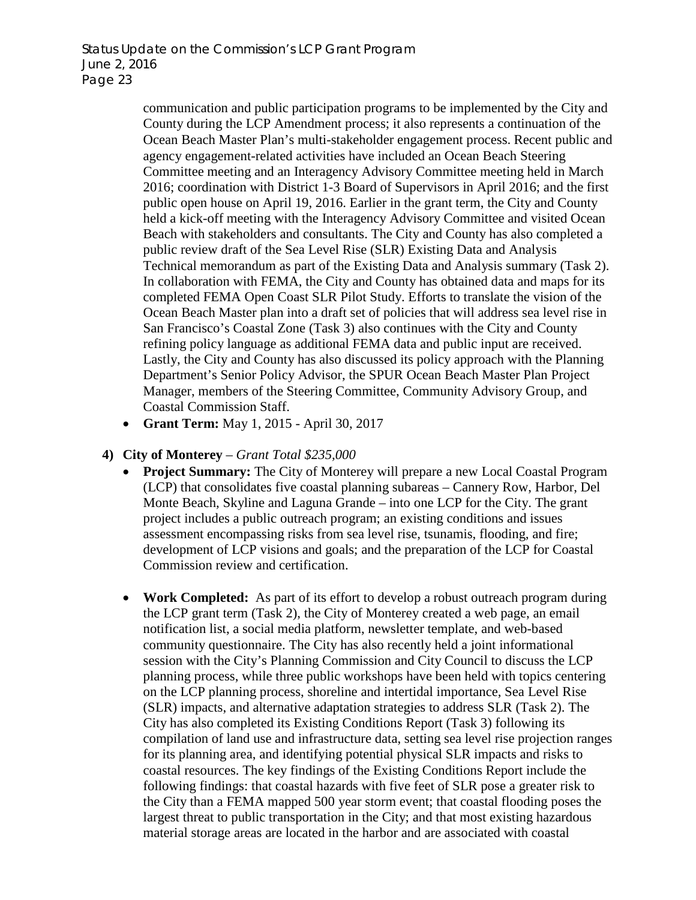communication and public participation programs to be implemented by the City and County during the LCP Amendment process; it also represents a continuation of the Ocean Beach Master Plan's multi-stakeholder engagement process. Recent public and agency engagement-related activities have included an Ocean Beach Steering Committee meeting and an Interagency Advisory Committee meeting held in March 2016; coordination with District 1-3 Board of Supervisors in April 2016; and the first public open house on April 19, 2016. Earlier in the grant term, the City and County held a kick-off meeting with the Interagency Advisory Committee and visited Ocean Beach with stakeholders and consultants. The City and County has also completed a public review draft of the Sea Level Rise (SLR) Existing Data and Analysis Technical memorandum as part of the Existing Data and Analysis summary (Task 2). In collaboration with FEMA, the City and County has obtained data and maps for its completed FEMA Open Coast SLR Pilot Study. Efforts to translate the vision of the Ocean Beach Master plan into a draft set of policies that will address sea level rise in San Francisco's Coastal Zone (Task 3) also continues with the City and County refining policy language as additional FEMA data and public input are received. Lastly, the City and County has also discussed its policy approach with the Planning Department's Senior Policy Advisor, the SPUR Ocean Beach Master Plan Project Manager, members of the Steering Committee, Community Advisory Group, and Coastal Commission Staff.

- **Grant Term:** May 1, 2015 - April 30, 2017

**4) City of Monterey** – *Grant Total $235,000*

- **Project Summary:** The City of Monterey will prepare a new Local Coastal Program (LCP) that consolidates five coastal planning subareas – Cannery Row, Harbor, Del Monte Beach, Skyline and Laguna Grande – into one LCP for the City. The grant project includes a public outreach program; an existing conditions and issues assessment encompassing risks from sea level rise, tsunamis, flooding, and fire; development of LCP visions and goals; and the preparation of the LCP for Coastal Commission review and certification.

- **Work Completed:** As part of its effort to develop a robust outreach program during the LCP grant term (Task 2), the City of Monterey created a web page, an email notification list, a social media platform, newsletter template, and web-based community questionnaire. The City has also recently held a joint informational session with the City's Planning Commission and City Council to discuss the LCP planning process, while three public workshops have been held with topics centering on the LCP planning process, shoreline and intertidal importance, Sea Level Rise (SLR) impacts, and alternative adaptation strategies to address SLR (Task 2). The City has also completed its Existing Conditions Report (Task 3) following its compilation of land use and infrastructure data, setting sea level rise projection ranges for its planning area, and identifying potential physical SLR impacts and risks to coastal resources. The key findings of the Existing Conditions Report include the following findings: that coastal hazards with five feet of SLR pose a greater risk to the City than a FEMA mapped 500 year storm event; that coastal flooding poses the largest threat to public transportation in the City; and that most existing hazardous material storage areas are located in the harbor and are associated with coastal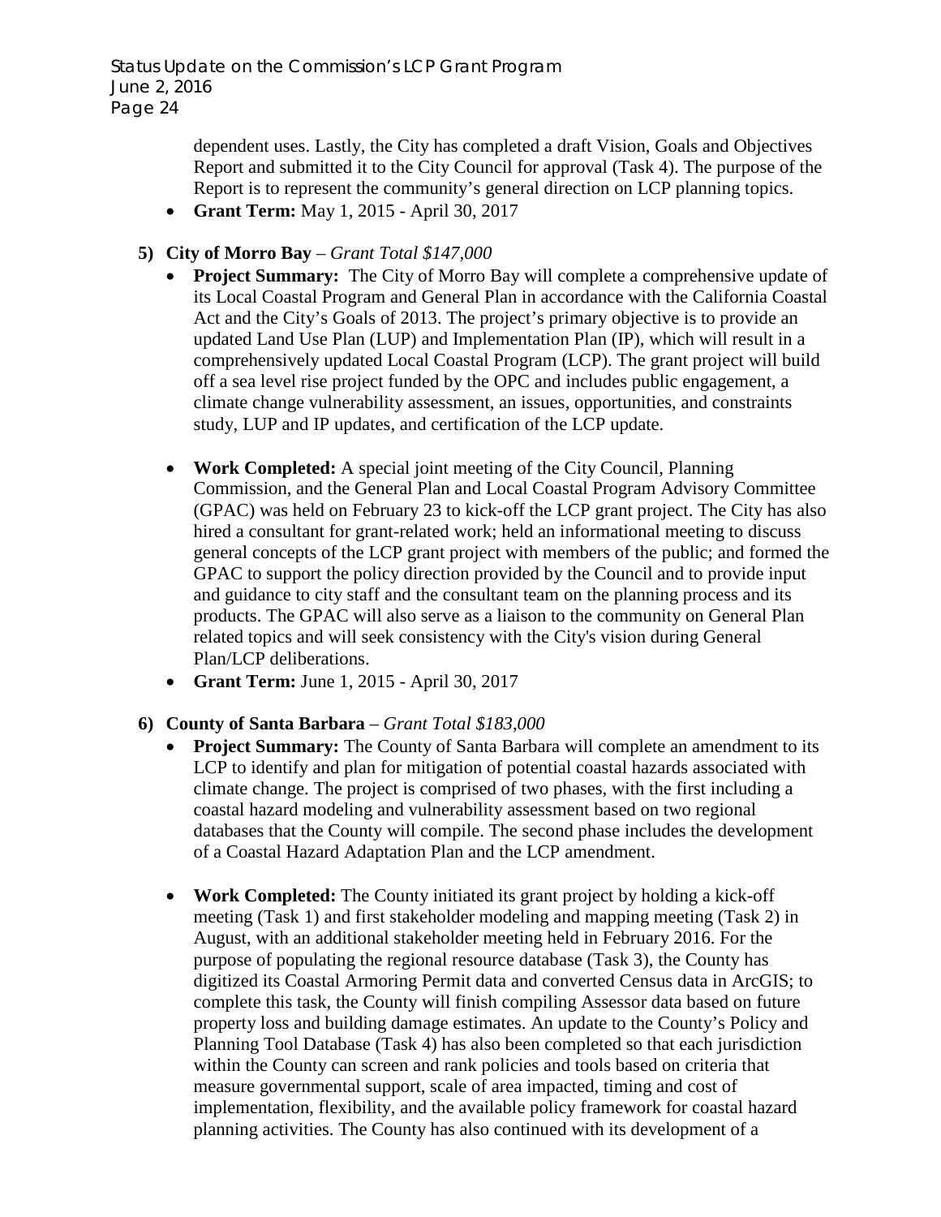dependent uses. Lastly, the City has completed a draft Vision, Goals and Objectives Report and submitted it to the City Council for approval (Task 4). The purpose of the Report is to represent the community's general direction on LCP planning topics.

- **Grant Term:** May 1, 2015 - April 30, 2017

5) **City of Morro Bay** – *Grant Total $147,000*

- **Project Summary:** The City of Morro Bay will complete a comprehensive update of its Local Coastal Program and General Plan in accordance with the California Coastal Act and the City's Goals of 2013. The project's primary objective is to provide an updated Land Use Plan (LUP) and Implementation Plan (IP), which will result in a comprehensively updated Local Coastal Program (LCP). The grant project will build off a sea level rise project funded by the OPC and includes public engagement, a climate change vulnerability assessment, an issues, opportunities, and constraints study, LUP and IP updates, and certification of the LCP update.

- **Work Completed:** A special joint meeting of the City Council, Planning Commission, and the General Plan and Local Coastal Program Advisory Committee (GPAC) was held on February 23 to kick-off the LCP grant project. The City has also hired a consultant for grant-related work; held an informational meeting to discuss general concepts of the LCP grant project with members of the public; and formed the GPAC to support the policy direction provided by the Council and to provide input and guidance to city staff and the consultant team on the planning process and its products. The GPAC will also serve as a liaison to the community on General Plan related topics and will seek consistency with the City's vision during General Plan/LCP deliberations.
- **Grant Term:** June 1, 2015 - April 30, 2017

6) **County of Santa Barbara** – *Grant Total $183,000*

- **Project Summary:** The County of Santa Barbara will complete an amendment to its LCP to identify and plan for mitigation of potential coastal hazards associated with climate change. The project is comprised of two phases, with the first including a coastal hazard modeling and vulnerability assessment based on two regional databases that the County will compile. The second phase includes the development of a Coastal Hazard Adaptation Plan and the LCP amendment.

- **Work Completed:** The County initiated its grant project by holding a kick-off meeting (Task 1) and first stakeholder modeling and mapping meeting (Task 2) in August, with an additional stakeholder meeting held in February 2016. For the purpose of populating the regional resource database (Task 3), the County has digitized its Coastal Armoring Permit data and converted Census data in ArcGIS; to complete this task, the County will finish compiling Assessor data based on future property loss and building damage estimates. An update to the County's Policy and Planning Tool Database (Task 4) has also been completed so that each jurisdiction within the County can screen and rank policies and tools based on criteria that measure governmental support, scale of area impacted, timing and cost of implementation, flexibility, and the available policy framework for coastal hazard planning activities. The County has also continued with its development of a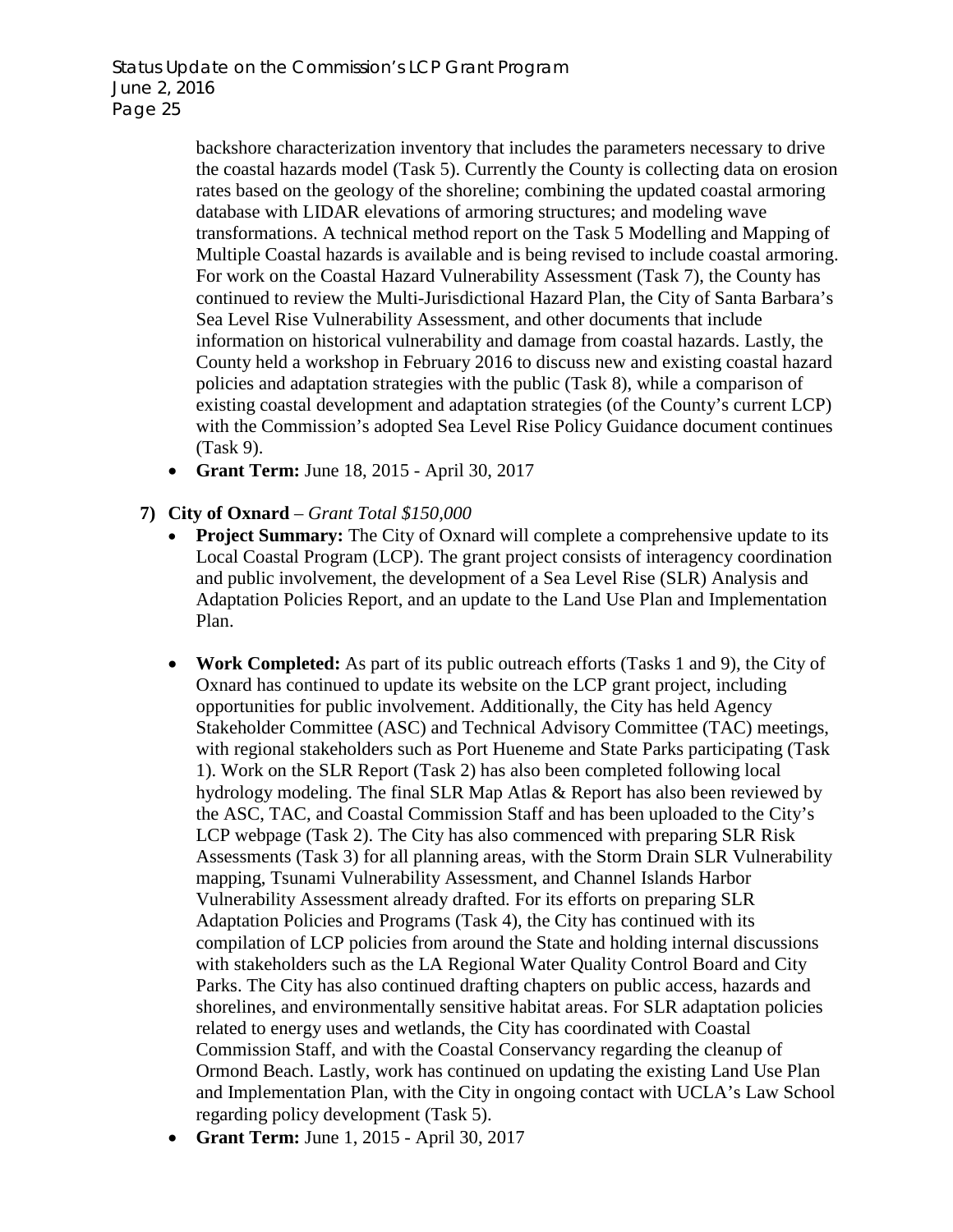backshore characterization inventory that includes the parameters necessary to drive the coastal hazards model (Task 5). Currently the County is collecting data on erosion rates based on the geology of the shoreline; combining the updated coastal armoring database with LIDAR elevations of armoring structures; and modeling wave transformations. A technical method report on the Task 5 Modelling and Mapping of Multiple Coastal hazards is available and is being revised to include coastal armoring. For work on the Coastal Hazard Vulnerability Assessment (Task 7), the County has continued to review the Multi-Jurisdictional Hazard Plan, the City of Santa Barbara's Sea Level Rise Vulnerability Assessment, and other documents that include information on historical vulnerability and damage from coastal hazards. Lastly, the County held a workshop in February 2016 to discuss new and existing coastal hazard policies and adaptation strategies with the public (Task 8), while a comparison of existing coastal development and adaptation strategies (of the County's current LCP) with the Commission's adopted Sea Level Rise Policy Guidance document continues (Task 9).

- **Grant Term:** June 18, 2015 - April 30, 2017

**7) City of Oxnard** – *Grant Total $150,000*

- **Project Summary:** The City of Oxnard will complete a comprehensive update to its Local Coastal Program (LCP). The grant project consists of interagency coordination and public involvement, the development of a Sea Level Rise (SLR) Analysis and Adaptation Policies Report, and an update to the Land Use Plan and Implementation Plan.

- **Work Completed:** As part of its public outreach efforts (Tasks 1 and 9), the City of Oxnard has continued to update its website on the LCP grant project, including opportunities for public involvement. Additionally, the City has held Agency Stakeholder Committee (ASC) and Technical Advisory Committee (TAC) meetings, with regional stakeholders such as Port Hueneme and State Parks participating (Task 1). Work on the SLR Report (Task 2) has also been completed following local hydrology modeling. The final SLR Map Atlas & Report has also been reviewed by the ASC, TAC, and Coastal Commission Staff and has been uploaded to the City's LCP webpage (Task 2). The City has also commenced with preparing SLR Risk Assessments (Task 3) for all planning areas, with the Storm Drain SLR Vulnerability mapping, Tsunami Vulnerability Assessment, and Channel Islands Harbor Vulnerability Assessment already drafted. For its efforts on preparing SLR Adaptation Policies and Programs (Task 4), the City has continued with its compilation of LCP policies from around the State and holding internal discussions with stakeholders such as the LA Regional Water Quality Control Board and City Parks. The City has also continued drafting chapters on public access, hazards and shorelines, and environmentally sensitive habitat areas. For SLR adaptation policies related to energy uses and wetlands, the City has coordinated with Coastal Commission Staff, and with the Coastal Conservancy regarding the cleanup of Ormond Beach. Lastly, work has continued on updating the existing Land Use Plan and Implementation Plan, with the City in ongoing contact with UCLA's Law School regarding policy development (Task 5).
- **Grant Term:** June 1, 2015 - April 30, 2017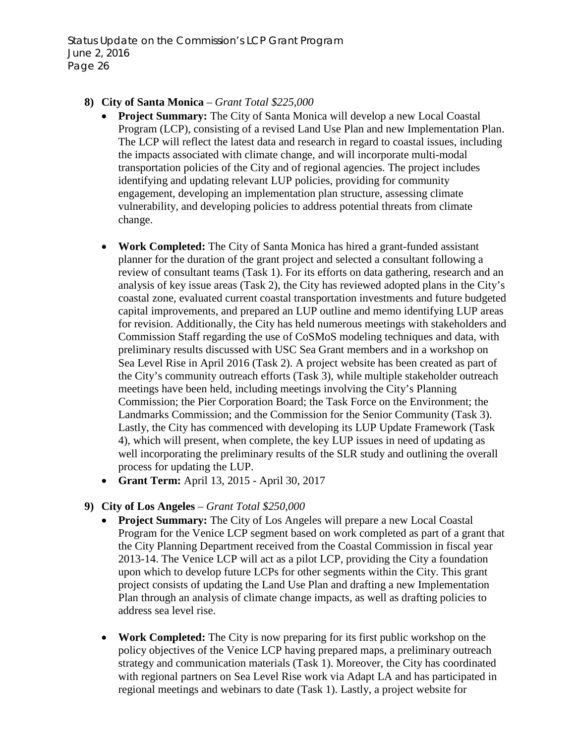8) **City of Santa Monica** – *Grant Total $225,000*
   - **Project Summary:** The City of Santa Monica will develop a new Local Coastal Program (LCP), consisting of a revised Land Use Plan and new Implementation Plan. The LCP will reflect the latest data and research in regard to coastal issues, including the impacts associated with climate change, and will incorporate multi-modal transportation policies of the City and of regional agencies. The project includes identifying and updating relevant LUP policies, providing for community engagement, developing an implementation plan structure, assessing climate vulnerability, and developing policies to address potential threats from climate change.

   - **Work Completed:** The City of Santa Monica has hired a grant-funded assistant planner for the duration of the grant project and selected a consultant following a review of consultant teams (Task 1). For its efforts on data gathering, research and an analysis of key issue areas (Task 2), the City has reviewed adopted plans in the City's coastal zone, evaluated current coastal transportation investments and future budgeted capital improvements, and prepared an LUP outline and memo identifying LUP areas for revision. Additionally, the City has held numerous meetings with stakeholders and Commission Staff regarding the use of CoSMoS modeling techniques and data, with preliminary results discussed with USC Sea Grant members and in a workshop on Sea Level Rise in April 2016 (Task 2). A project website has been created as part of the City's community outreach efforts (Task 3), while multiple stakeholder outreach meetings have been held, including meetings involving the City's Planning Commission; the Pier Corporation Board; the Task Force on the Environment; the Landmarks Commission; and the Commission for the Senior Community (Task 3). Lastly, the City has commenced with developing its LUP Update Framework (Task 4), which will present, when complete, the key LUP issues in need of updating as well incorporating the preliminary results of the SLR study and outlining the overall process for updating the LUP.
   - **Grant Term:** April 13, 2015 - April 30, 2017

9) **City of Los Angeles** – *Grant Total $250,000*
   - **Project Summary:** The City of Los Angeles will prepare a new Local Coastal Program for the Venice LCP segment based on work completed as part of a grant that the City Planning Department received from the Coastal Commission in fiscal year 2013-14. The Venice LCP will act as a pilot LCP, providing the City a foundation upon which to develop future LCPs for other segments within the City. This grant project consists of updating the Land Use Plan and drafting a new Implementation Plan through an analysis of climate change impacts, as well as drafting policies to address sea level rise.

   - **Work Completed:** The City is now preparing for its first public workshop on the policy objectives of the Venice LCP having prepared maps, a preliminary outreach strategy and communication materials (Task 1). Moreover, the City has coordinated with regional partners on Sea Level Rise work via Adapt LA and has participated in regional meetings and webinars to date (Task 1). Lastly, a project website for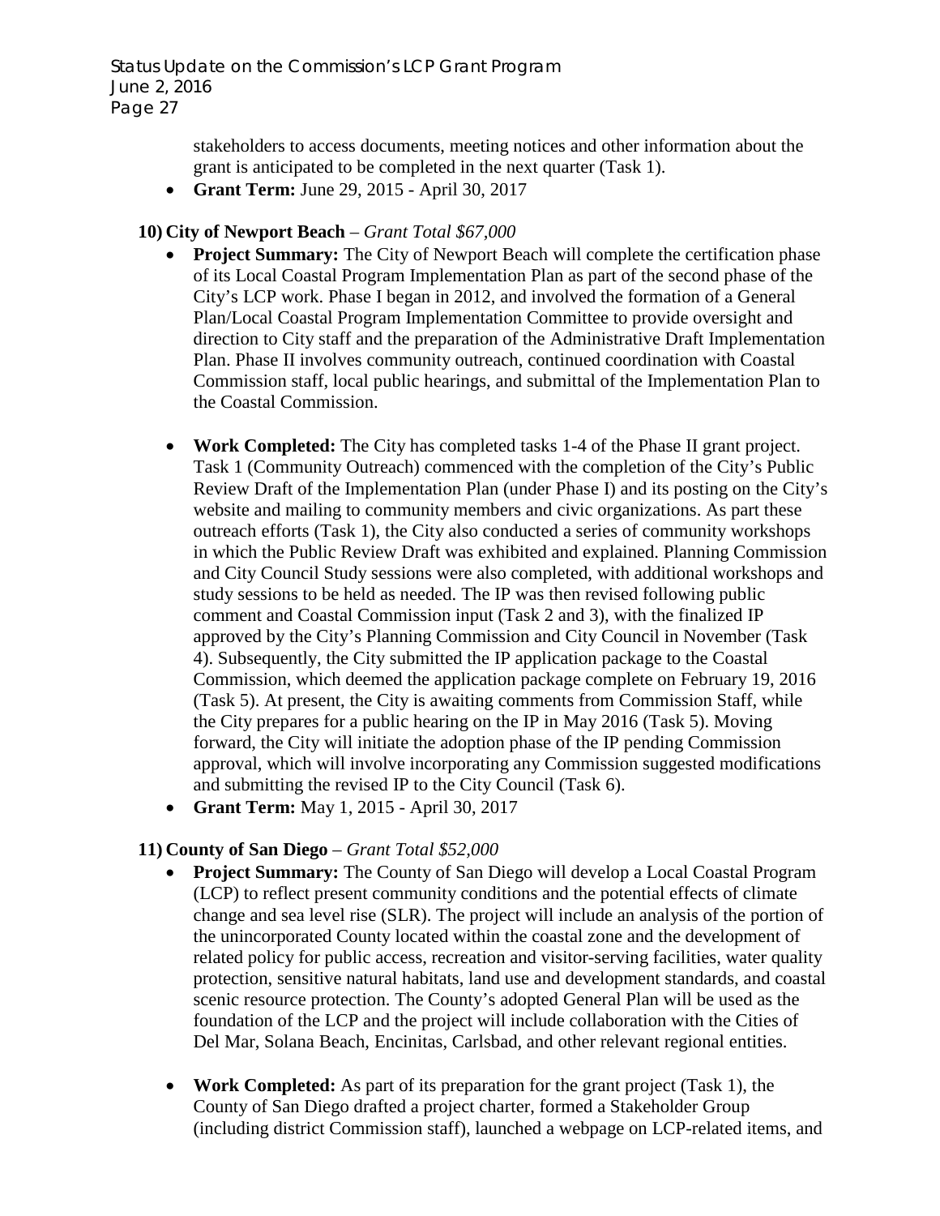stakeholders to access documents, meeting notices and other information about the grant is anticipated to be completed in the next quarter (Task 1).

- **Grant Term:** June 29, 2015 - April 30, 2017

**10) City of Newport Beach** – *Grant Total $67,000*

- **Project Summary:** The City of Newport Beach will complete the certification phase of its Local Coastal Program Implementation Plan as part of the second phase of the City's LCP work. Phase I began in 2012, and involved the formation of a General Plan/Local Coastal Program Implementation Committee to provide oversight and direction to City staff and the preparation of the Administrative Draft Implementation Plan. Phase II involves community outreach, continued coordination with Coastal Commission staff, local public hearings, and submittal of the Implementation Plan to the Coastal Commission.

- **Work Completed:** The City has completed tasks 1-4 of the Phase II grant project. Task 1 (Community Outreach) commenced with the completion of the City's Public Review Draft of the Implementation Plan (under Phase I) and its posting on the City's website and mailing to community members and civic organizations. As part these outreach efforts (Task 1), the City also conducted a series of community workshops in which the Public Review Draft was exhibited and explained. Planning Commission and City Council Study sessions were also completed, with additional workshops and study sessions to be held as needed. The IP was then revised following public comment and Coastal Commission input (Task 2 and 3), with the finalized IP approved by the City's Planning Commission and City Council in November (Task 4). Subsequently, the City submitted the IP application package to the Coastal Commission, which deemed the application package complete on February 19, 2016 (Task 5). At present, the City is awaiting comments from Commission Staff, while the City prepares for a public hearing on the IP in May 2016 (Task 5). Moving forward, the City will initiate the adoption phase of the IP pending Commission approval, which will involve incorporating any Commission suggested modifications and submitting the revised IP to the City Council (Task 6).
- **Grant Term:** May 1, 2015 - April 30, 2017

**11) County of San Diego** – *Grant Total $52,000*

- **Project Summary:** The County of San Diego will develop a Local Coastal Program (LCP) to reflect present community conditions and the potential effects of climate change and sea level rise (SLR). The project will include an analysis of the portion of the unincorporated County located within the coastal zone and the development of related policy for public access, recreation and visitor-serving facilities, water quality protection, sensitive natural habitats, land use and development standards, and coastal scenic resource protection. The County's adopted General Plan will be used as the foundation of the LCP and the project will include collaboration with the Cities of Del Mar, Solana Beach, Encinitas, Carlsbad, and other relevant regional entities.

- **Work Completed:** As part of its preparation for the grant project (Task 1), the County of San Diego drafted a project charter, formed a Stakeholder Group (including district Commission staff), launched a webpage on LCP-related items, and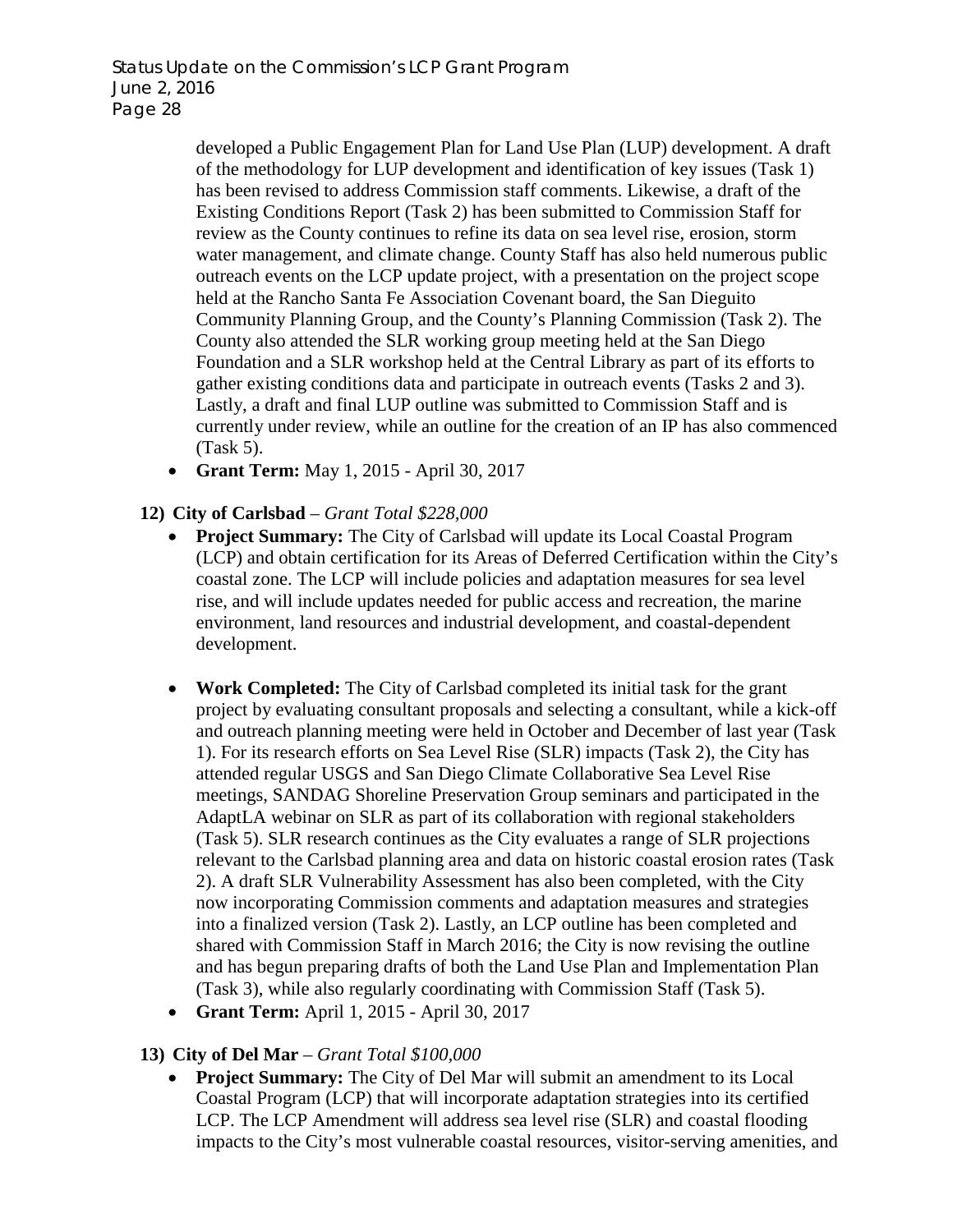developed a Public Engagement Plan for Land Use Plan (LUP) development. A draft of the methodology for LUP development and identification of key issues (Task 1) has been revised to address Commission staff comments. Likewise, a draft of the Existing Conditions Report (Task 2) has been submitted to Commission Staff for review as the County continues to refine its data on sea level rise, erosion, storm water management, and climate change. County Staff has also held numerous public outreach events on the LCP update project, with a presentation on the project scope held at the Rancho Santa Fe Association Covenant board, the San Dieguito Community Planning Group, and the County's Planning Commission (Task 2). The County also attended the SLR working group meeting held at the San Diego Foundation and a SLR workshop held at the Central Library as part of its efforts to gather existing conditions data and participate in outreach events (Tasks 2 and 3). Lastly, a draft and final LUP outline was submitted to Commission Staff and is currently under review, while an outline for the creation of an IP has also commenced (Task 5).

- **Grant Term:** May 1, 2015 - April 30, 2017

**12) City of Carlsbad** – *Grant Total $228,000*

- **Project Summary:** The City of Carlsbad will update its Local Coastal Program (LCP) and obtain certification for its Areas of Deferred Certification within the City's coastal zone. The LCP will include policies and adaptation measures for sea level rise, and will include updates needed for public access and recreation, the marine environment, land resources and industrial development, and coastal-dependent development.

- **Work Completed:** The City of Carlsbad completed its initial task for the grant project by evaluating consultant proposals and selecting a consultant, while a kick-off and outreach planning meeting were held in October and December of last year (Task 1). For its research efforts on Sea Level Rise (SLR) impacts (Task 2), the City has attended regular USGS and San Diego Climate Collaborative Sea Level Rise meetings, SANDAG Shoreline Preservation Group seminars and participated in the AdaptLA webinar on SLR as part of its collaboration with regional stakeholders (Task 5). SLR research continues as the City evaluates a range of SLR projections relevant to the Carlsbad planning area and data on historic coastal erosion rates (Task 2). A draft SLR Vulnerability Assessment has also been completed, with the City now incorporating Commission comments and adaptation measures and strategies into a finalized version (Task 2). Lastly, an LCP outline has been completed and shared with Commission Staff in March 2016; the City is now revising the outline and has begun preparing drafts of both the Land Use Plan and Implementation Plan (Task 3), while also regularly coordinating with Commission Staff (Task 5).
- **Grant Term:** April 1, 2015 - April 30, 2017

**13) City of Del Mar** – *Grant Total $100,000*

- **Project Summary:** The City of Del Mar will submit an amendment to its Local Coastal Program (LCP) that will incorporate adaptation strategies into its certified LCP. The LCP Amendment will address sea level rise (SLR) and coastal flooding impacts to the City's most vulnerable coastal resources, visitor-serving amenities, and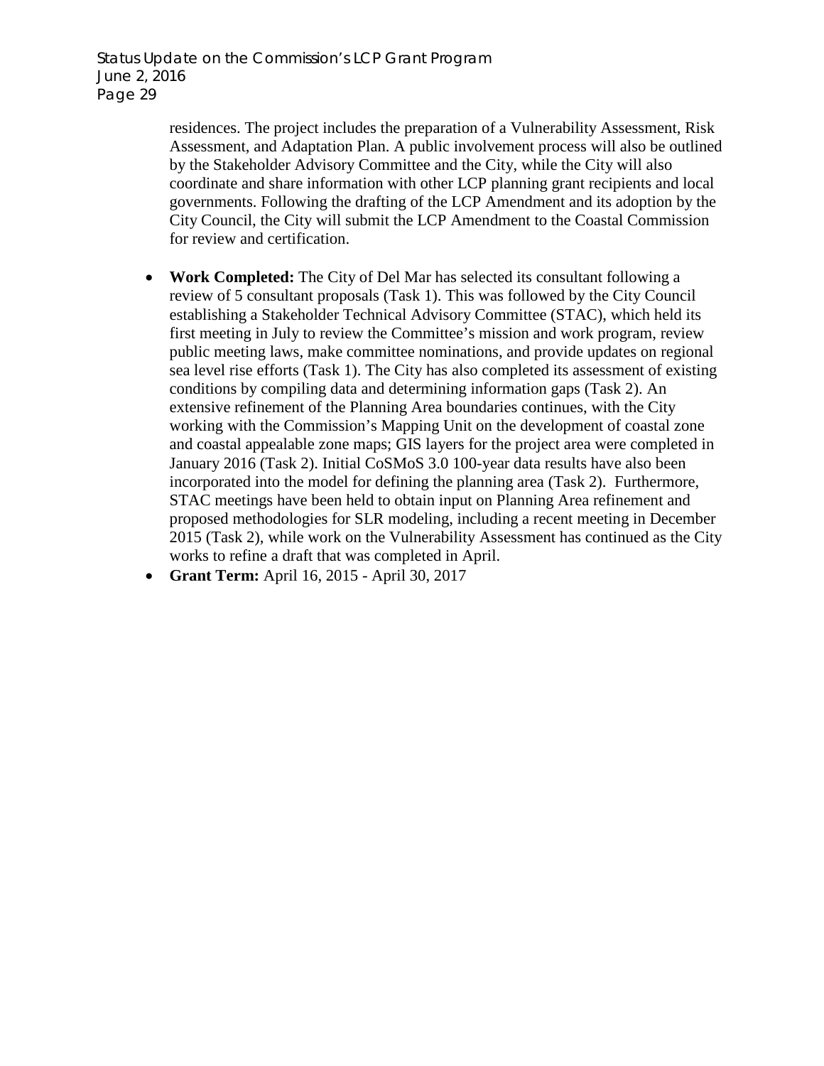residences. The project includes the preparation of a Vulnerability Assessment, Risk Assessment, and Adaptation Plan. A public involvement process will also be outlined by the Stakeholder Advisory Committee and the City, while the City will also coordinate and share information with other LCP planning grant recipients and local governments. Following the drafting of the LCP Amendment and its adoption by the City Council, the City will submit the LCP Amendment to the Coastal Commission for review and certification.

- **Work Completed:** The City of Del Mar has selected its consultant following a review of 5 consultant proposals (Task 1). This was followed by the City Council establishing a Stakeholder Technical Advisory Committee (STAC), which held its first meeting in July to review the Committee's mission and work program, review public meeting laws, make committee nominations, and provide updates on regional sea level rise efforts (Task 1). The City has also completed its assessment of existing conditions by compiling data and determining information gaps (Task 2). An extensive refinement of the Planning Area boundaries continues, with the City working with the Commission's Mapping Unit on the development of coastal zone and coastal appealable zone maps; GIS layers for the project area were completed in January 2016 (Task 2). Initial CoSMoS 3.0 100-year data results have also been incorporated into the model for defining the planning area (Task 2). Furthermore, STAC meetings have been held to obtain input on Planning Area refinement and proposed methodologies for SLR modeling, including a recent meeting in December 2015 (Task 2), while work on the Vulnerability Assessment has continued as the City works to refine a draft that was completed in April.
- **Grant Term:** April 16, 2015 - April 30, 2017